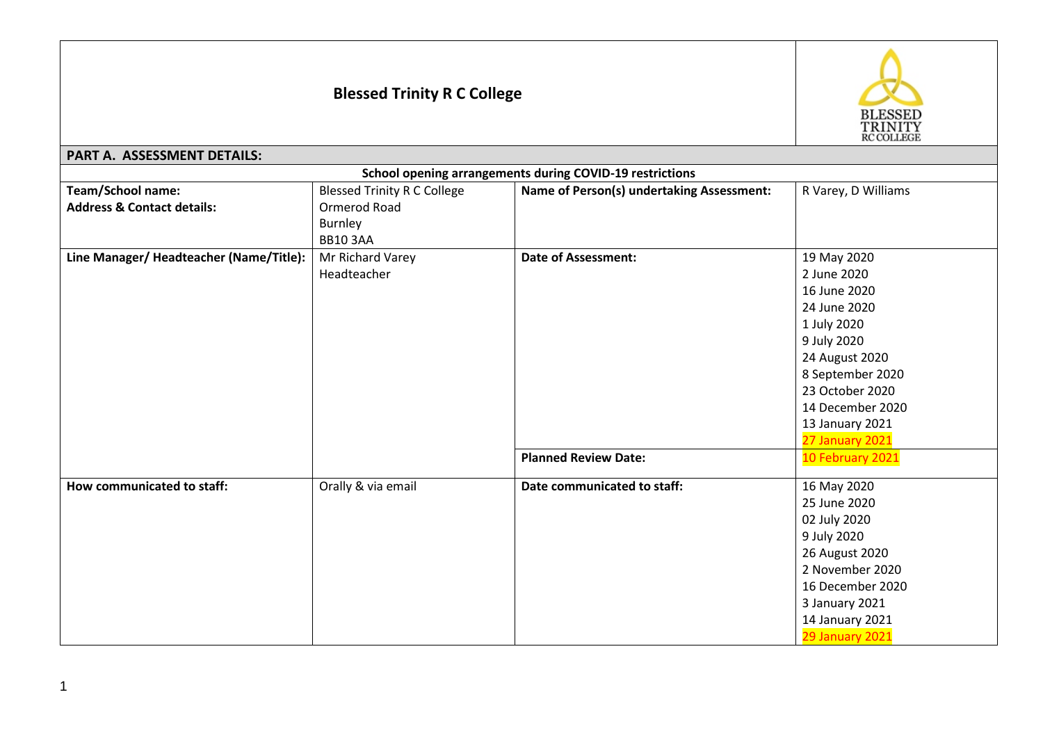# Blessed Trinity R C College

| **PART A. ASSESSMENT DETAILS:** | | | |
|---|---|---|---|
| **School opening arrangements during COVID-19 restrictions** | | | |
| **Team/School name:**<br>**Address & Contact details:** | Blessed Trinity R C College<br>Ormerod Road<br>Burnley<br>BB10 3AA | **Name of Person(s) undertaking Assessment:** | R Varey, D Williams |
| **Line Manager/ Headteacher (Name/Title):** | Mr Richard Varey<br>Headteacher | **Date of Assessment:** | 19 May 2020<br>2 June 2020<br>16 June 2020<br>24 June 2020<br>1 July 2020<br>9 July 2020<br>24 August 2020<br>8 September 2020<br>23 October 2020<br>14 December 2020<br>13 January 2021<br>27 January 2021 |
| | | **Planned Review Date:** | 10 February 2021 |
| **How communicated to staff:** | Orally & via email | **Date communicated to staff:** | 16 May 2020<br>25 June 2020<br>02 July 2020<br>9 July 2020<br>26 August 2020<br>2 November 2020<br>16 December 2020<br>3 January 2021<br>14 January 2021<br>29 January 2021 |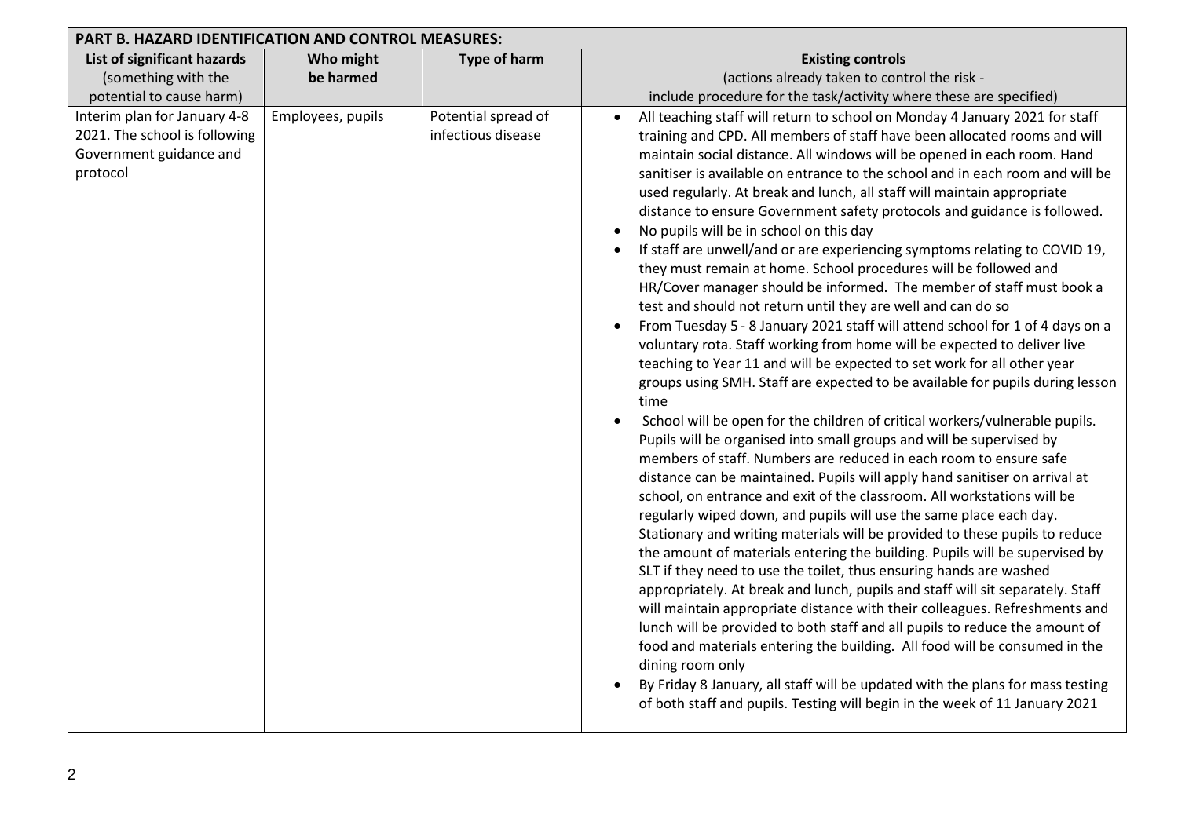| PART B. HAZARD IDENTIFICATION AND CONTROL MEASURES: | | | |
|---|---|---|---|
| **List of significant hazards** (something with the potential to cause harm) | **Who might be harmed** | **Type of harm** | **Existing controls** (actions already taken to control the risk - include procedure for the task/activity where these are specified) |
| Interim plan for January 4-8 2021. The school is following Government guidance and protocol | Employees, pupils | Potential spread of infectious disease | • All teaching staff will return to school on Monday 4 January 2021 for staff training and CPD. All members of staff have been allocated rooms and will maintain social distance. All windows will be opened in each room. Hand sanitiser is available on entrance to the school and in each room and will be used regularly. At break and lunch, all staff will maintain appropriate distance to ensure Government safety protocols and guidance is followed.<br>• No pupils will be in school on this day<br>• If staff are unwell/and or are experiencing symptoms relating to COVID 19, they must remain at home. School procedures will be followed and HR/Cover manager should be informed. The member of staff must book a test and should not return until they are well and can do so<br>• From Tuesday 5 - 8 January 2021 staff will attend school for 1 of 4 days on a voluntary rota. Staff working from home will be expected to deliver live teaching to Year 11 and will be expected to set work for all other year groups using SMH. Staff are expected to be available for pupils during lesson time<br>• School will be open for the children of critical workers/vulnerable pupils. Pupils will be organised into small groups and will be supervised by members of staff. Numbers are reduced in each room to ensure safe distance can be maintained. Pupils will apply hand sanitiser on arrival at school, on entrance and exit of the classroom. All workstations will be regularly wiped down, and pupils will use the same place each day. Stationary and writing materials will be provided to these pupils to reduce the amount of materials entering the building. Pupils will be supervised by SLT if they need to use the toilet, thus ensuring hands are washed appropriately. At break and lunch, pupils and staff will sit separately. Staff will maintain appropriate distance with their colleagues. Refreshments and lunch will be provided to both staff and all pupils to reduce the amount of food and materials entering the building. All food will be consumed in the dining room only<br>• By Friday 8 January, all staff will be updated with the plans for mass testing of both staff and pupils. Testing will begin in the week of 11 January 2021 |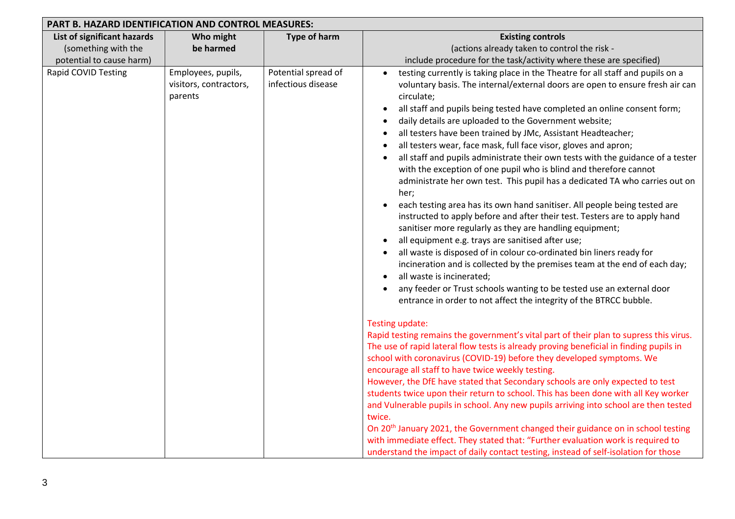| PART B. HAZARD IDENTIFICATION AND CONTROL MEASURES: | | | |
|---|---|---|---|
| **List of significant hazards** (something with the potential to cause harm) | **Who might be harmed** | **Type of harm** | **Existing controls** (actions already taken to control the risk - include procedure for the task/activity where these are specified) |
| Rapid COVID Testing | Employees, pupils, visitors, contractors, parents | Potential spread of infectious disease | • testing currently is taking place in the Theatre for all staff and pupils on a voluntary basis. The internal/external doors are open to ensure fresh air can circulate;<br>• all staff and pupils being tested have completed an online consent form;<br>• daily details are uploaded to the Government website;<br>• all testers have been trained by JMc, Assistant Headteacher;<br>• all testers wear, face mask, full face visor, gloves and apron;<br>• all staff and pupils administrate their own tests with the guidance of a tester with the exception of one pupil who is blind and therefore cannot administrate her own test. This pupil has a dedicated TA who carries out on her;<br>• each testing area has its own hand sanitiser. All people being tested are instructed to apply before and after their test. Testers are to apply hand sanitiser more regularly as they are handling equipment;<br>• all equipment e.g. trays are sanitised after use;<br>• all waste is disposed of in colour co-ordinated bin liners ready for incineration and is collected by the premises team at the end of each day;<br>• all waste is incinerated;<br>• any feeder or Trust schools wanting to be tested use an external door entrance in order to not affect the integrity of the BTRCC bubble.<br><br>Testing update:<br>Rapid testing remains the government's vital part of their plan to supress this virus. The use of rapid lateral flow tests is already proving beneficial in finding pupils in school with coronavirus (COVID-19) before they developed symptoms. We encourage all staff to have twice weekly testing.<br>However, the DfE have stated that Secondary schools are only expected to test students twice upon their return to school. This has been done with all Key worker and Vulnerable pupils in school. Any new pupils arriving into school are then tested twice.<br>On 20th January 2021, the Government changed their guidance on in school testing with immediate effect. They stated that: "Further evaluation work is required to understand the impact of daily contact testing, instead of self-isolation for those |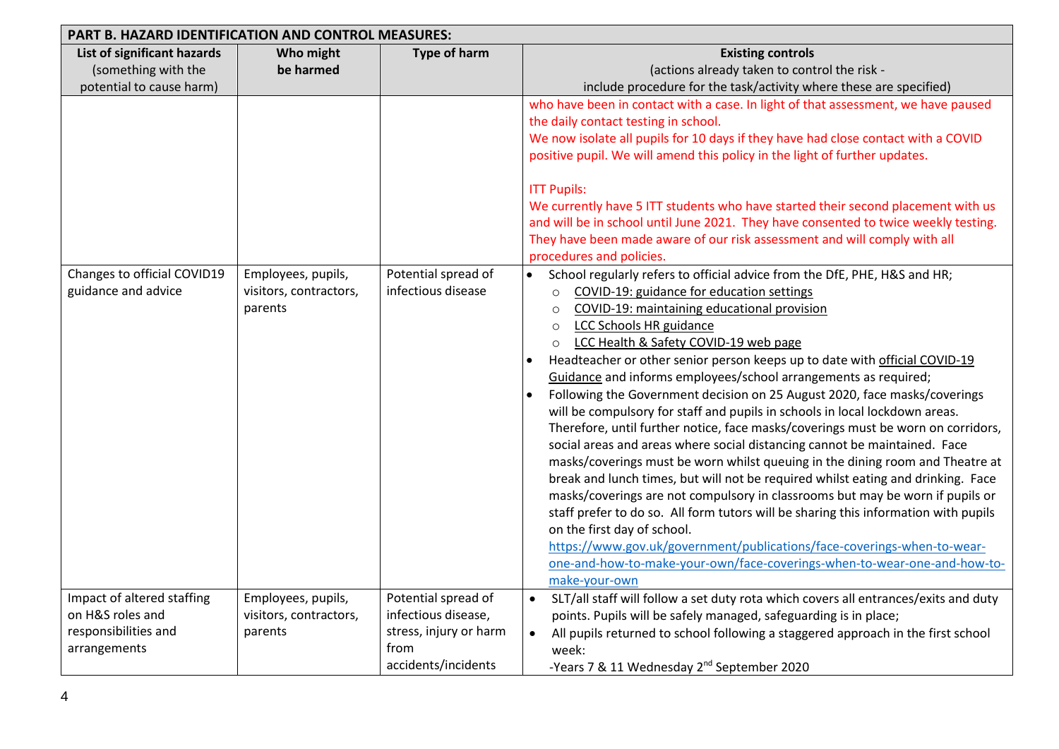| PART B. HAZARD IDENTIFICATION AND CONTROL MEASURES: | | | |
|---|---|---|---|
| **List of significant hazards** (something with the potential to cause harm) | **Who might be harmed** | **Type of harm** | **Existing controls** (actions already taken to control the risk - include procedure for the task/activity where these are specified) |
| | | | who have been in contact with a case. In light of that assessment, we have paused the daily contact testing in school.<br>We now isolate all pupils for 10 days if they have had close contact with a COVID positive pupil. We will amend this policy in the light of further updates.<br><br>ITT Pupils:<br>We currently have 5 ITT students who have started their second placement with us and will be in school until June 2021. They have consented to twice weekly testing. They have been made aware of our risk assessment and will comply with all procedures and policies. |
| Changes to official COVID19 guidance and advice | Employees, pupils, visitors, contractors, parents | Potential spread of infectious disease | • School regularly refers to official advice from the DfE, PHE, H&S and HR;<br>  ○ COVID-19: guidance for education settings<br>  ○ COVID-19: maintaining educational provision<br>  ○ LCC Schools HR guidance<br>  ○ LCC Health & Safety COVID-19 web page<br>• Headteacher or other senior person keeps up to date with official COVID-19 Guidance and informs employees/school arrangements as required;<br>• Following the Government decision on 25 August 2020, face masks/coverings will be compulsory for staff and pupils in schools in local lockdown areas. Therefore, until further notice, face masks/coverings must be worn on corridors, social areas and areas where social distancing cannot be maintained. Face masks/coverings must be worn whilst queuing in the dining room and Theatre at break and lunch times, but will not be required whilst eating and drinking. Face masks/coverings are not compulsory in classrooms but may be worn if pupils or staff prefer to do so. All form tutors will be sharing this information with pupils on the first day of school.<br>https://www.gov.uk/government/publications/face-coverings-when-to-wear-one-and-how-to-make-your-own/face-coverings-when-to-wear-one-and-how-to-make-your-own |
| Impact of altered staffing on H&S roles and responsibilities and arrangements | Employees, pupils, visitors, contractors, parents | Potential spread of infectious disease, stress, injury or harm from accidents/incidents | • SLT/all staff will follow a set duty rota which covers all entrances/exits and duty points. Pupils will be safely managed, safeguarding is in place;<br>• All pupils returned to school following a staggered approach in the first school week:<br>-Years 7 & 11 Wednesday 2nd September 2020 |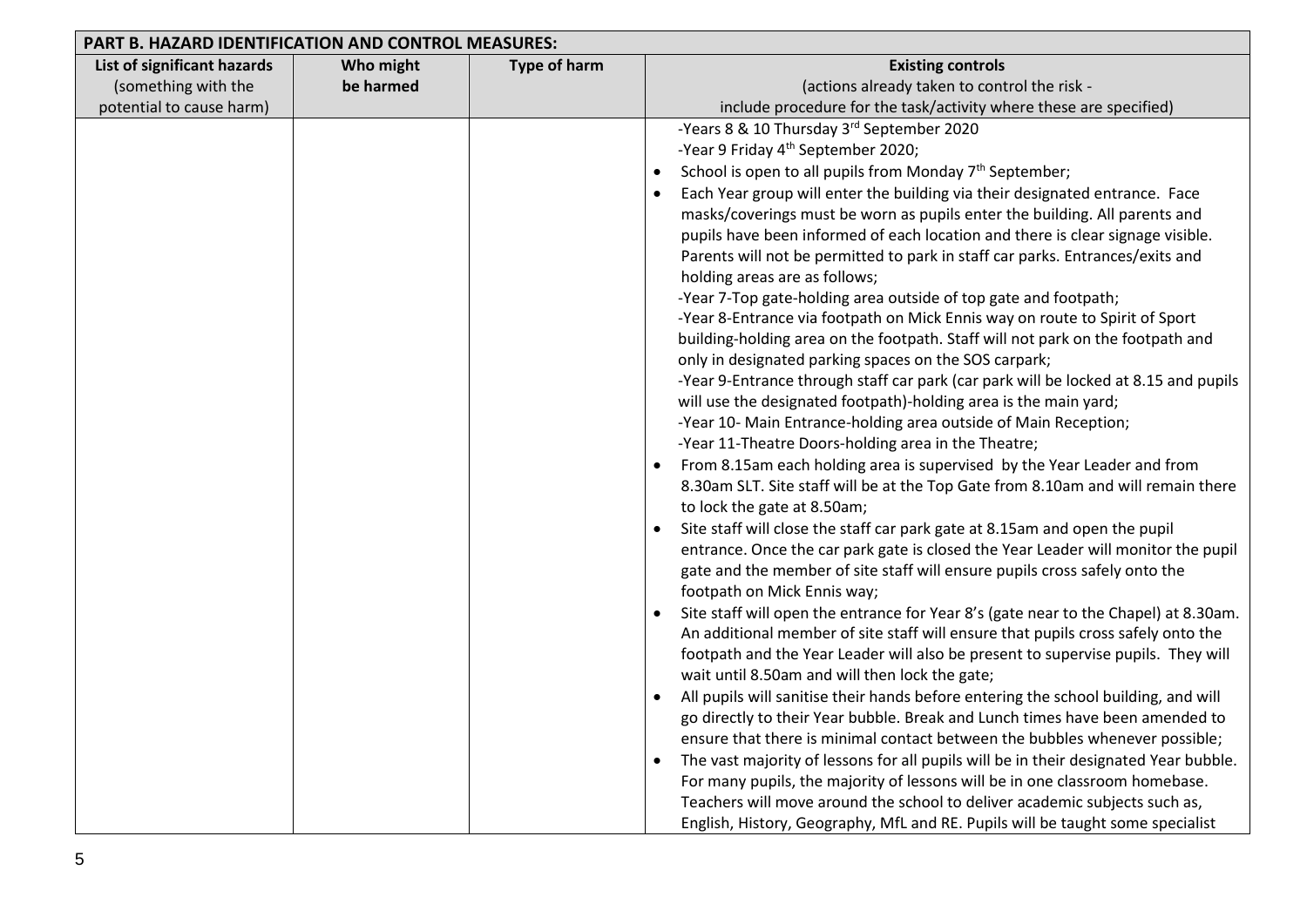| PART B. HAZARD IDENTIFICATION AND CONTROL MEASURES: | | | |
|---|---|---|---|
| **List of significant hazards** (something with the potential to cause harm) | **Who might be harmed** | **Type of harm** | **Existing controls** (actions already taken to control the risk - include procedure for the task/activity where these are specified) |
| | | | -Years 8 & 10 Thursday 3rd September 2020<br>-Year 9 Friday 4th September 2020;<br>• School is open to all pupils from Monday 7th September;<br>• Each Year group will enter the building via their designated entrance. Face masks/coverings must be worn as pupils enter the building. All parents and pupils have been informed of each location and there is clear signage visible. Parents will not be permitted to park in staff car parks. Entrances/exits and holding areas are as follows;<br>-Year 7-Top gate-holding area outside of top gate and footpath;<br>-Year 8-Entrance via footpath on Mick Ennis way on route to Spirit of Sport building-holding area on the footpath. Staff will not park on the footpath and only in designated parking spaces on the SOS carpark;<br>-Year 9-Entrance through staff car park (car park will be locked at 8.15 and pupils will use the designated footpath)-holding area is the main yard;<br>-Year 10- Main Entrance-holding area outside of Main Reception;<br>-Year 11-Theatre Doors-holding area in the Theatre;<br>• From 8.15am each holding area is supervised by the Year Leader and from 8.30am SLT. Site staff will be at the Top Gate from 8.10am and will remain there to lock the gate at 8.50am;<br>• Site staff will close the staff car park gate at 8.15am and open the pupil entrance. Once the car park gate is closed the Year Leader will monitor the pupil gate and the member of site staff will ensure pupils cross safely onto the footpath on Mick Ennis way;<br>• Site staff will open the entrance for Year 8's (gate near to the Chapel) at 8.30am. An additional member of site staff will ensure that pupils cross safely onto the footpath and the Year Leader will also be present to supervise pupils. They will wait until 8.50am and will then lock the gate;<br>• All pupils will sanitise their hands before entering the school building, and will go directly to their Year bubble. Break and Lunch times have been amended to ensure that there is minimal contact between the bubbles whenever possible;<br>• The vast majority of lessons for all pupils will be in their designated Year bubble. For many pupils, the majority of lessons will be in one classroom homebase. Teachers will move around the school to deliver academic subjects such as, English, History, Geography, MfL and RE. Pupils will be taught some specialist |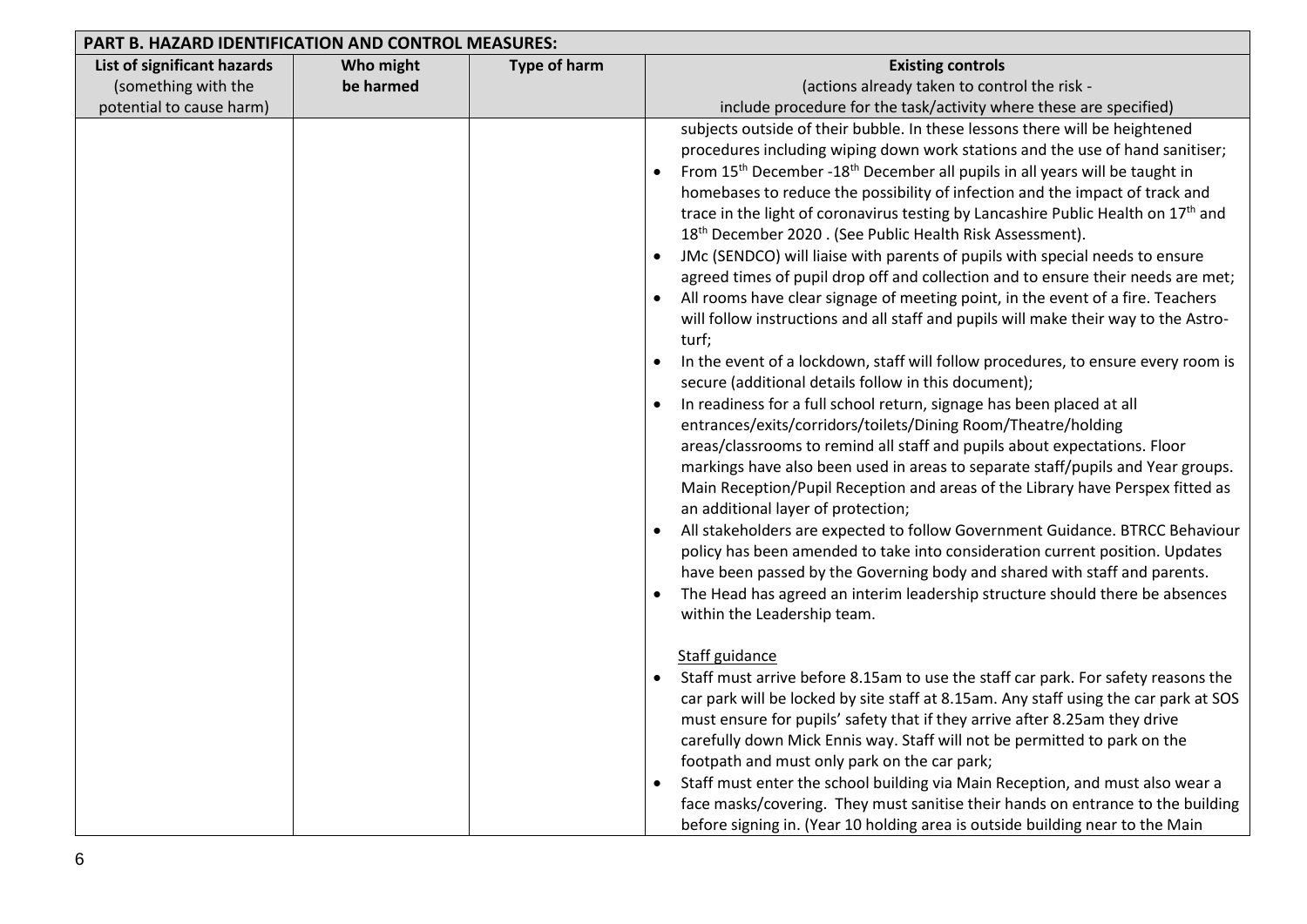## PART B. HAZARD IDENTIFICATION AND CONTROL MEASURES:

| List of significant hazards (something with the potential to cause harm) | Who might be harmed | Type of harm | Existing controls (actions already taken to control the risk - include procedure for the task/activity where these are specified) |
|---|---|---|---|
| | | | subjects outside of their bubble. In these lessons there will be heightened procedures including wiping down work stations and the use of hand sanitiser;<br>• From 15th December -18th December all pupils in all years will be taught in homebases to reduce the possibility of infection and the impact of track and trace in the light of coronavirus testing by Lancashire Public Health on 17th and 18th December 2020 . (See Public Health Risk Assessment).<br>• JMc (SENDCO) will liaise with parents of pupils with special needs to ensure agreed times of pupil drop off and collection and to ensure their needs are met;<br>• All rooms have clear signage of meeting point, in the event of a fire. Teachers will follow instructions and all staff and pupils will make their way to the Astro-turf;<br>• In the event of a lockdown, staff will follow procedures, to ensure every room is secure (additional details follow in this document);<br>• In readiness for a full school return, signage has been placed at all entrances/exits/corridors/toilets/Dining Room/Theatre/holding areas/classrooms to remind all staff and pupils about expectations. Floor markings have also been used in areas to separate staff/pupils and Year groups. Main Reception/Pupil Reception and areas of the Library have Perspex fitted as an additional layer of protection;<br>• All stakeholders are expected to follow Government Guidance. BTRCC Behaviour policy has been amended to take into consideration current position. Updates have been passed by the Governing body and shared with staff and parents.<br>• The Head has agreed an interim leadership structure should there be absences within the Leadership team.<br><br>Staff guidance<br>• Staff must arrive before 8.15am to use the staff car park. For safety reasons the car park will be locked by site staff at 8.15am. Any staff using the car park at SOS must ensure for pupils' safety that if they arrive after 8.25am they drive carefully down Mick Ennis way. Staff will not be permitted to park on the footpath and must only park on the car park;<br>• Staff must enter the school building via Main Reception, and must also wear a face masks/covering. They must sanitise their hands on entrance to the building before signing in. (Year 10 holding area is outside building near to the Main |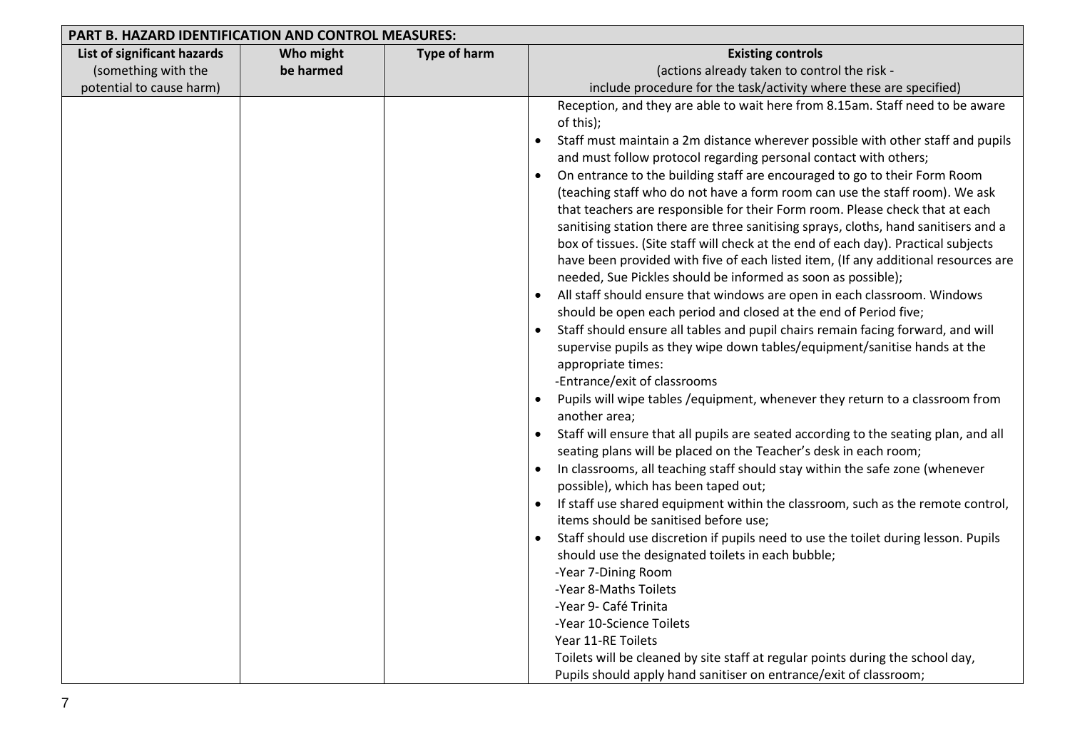| PART B. HAZARD IDENTIFICATION AND CONTROL MEASURES: | | | |
|---|---|---|---|
| **List of significant hazards** (something with the potential to cause harm) | **Who might be harmed** | **Type of harm** | **Existing controls** (actions already taken to control the risk - include procedure for the task/activity where these are specified) |
| | | | Reception, and they are able to wait here from 8.15am. Staff need to be aware of this);<br>• Staff must maintain a 2m distance wherever possible with other staff and pupils and must follow protocol regarding personal contact with others;<br>• On entrance to the building staff are encouraged to go to their Form Room (teaching staff who do not have a form room can use the staff room). We ask that teachers are responsible for their Form room. Please check that at each sanitising station there are three sanitising sprays, cloths, hand sanitisers and a box of tissues. (Site staff will check at the end of each day). Practical subjects have been provided with five of each listed item, (If any additional resources are needed, Sue Pickles should be informed as soon as possible);<br>• All staff should ensure that windows are open in each classroom. Windows should be open each period and closed at the end of Period five;<br>• Staff should ensure all tables and pupil chairs remain facing forward, and will supervise pupils as they wipe down tables/equipment/sanitise hands at the appropriate times:<br>-Entrance/exit of classrooms<br>• Pupils will wipe tables /equipment, whenever they return to a classroom from another area;<br>• Staff will ensure that all pupils are seated according to the seating plan, and all seating plans will be placed on the Teacher's desk in each room;<br>• In classrooms, all teaching staff should stay within the safe zone (whenever possible), which has been taped out;<br>• If staff use shared equipment within the classroom, such as the remote control, items should be sanitised before use;<br>• Staff should use discretion if pupils need to use the toilet during lesson. Pupils should use the designated toilets in each bubble;<br>-Year 7-Dining Room<br>-Year 8-Maths Toilets<br>-Year 9- Café Trinita<br>-Year 10-Science Toilets<br>Year 11-RE Toilets<br>Toilets will be cleaned by site staff at regular points during the school day,<br>Pupils should apply hand sanitiser on entrance/exit of classroom; |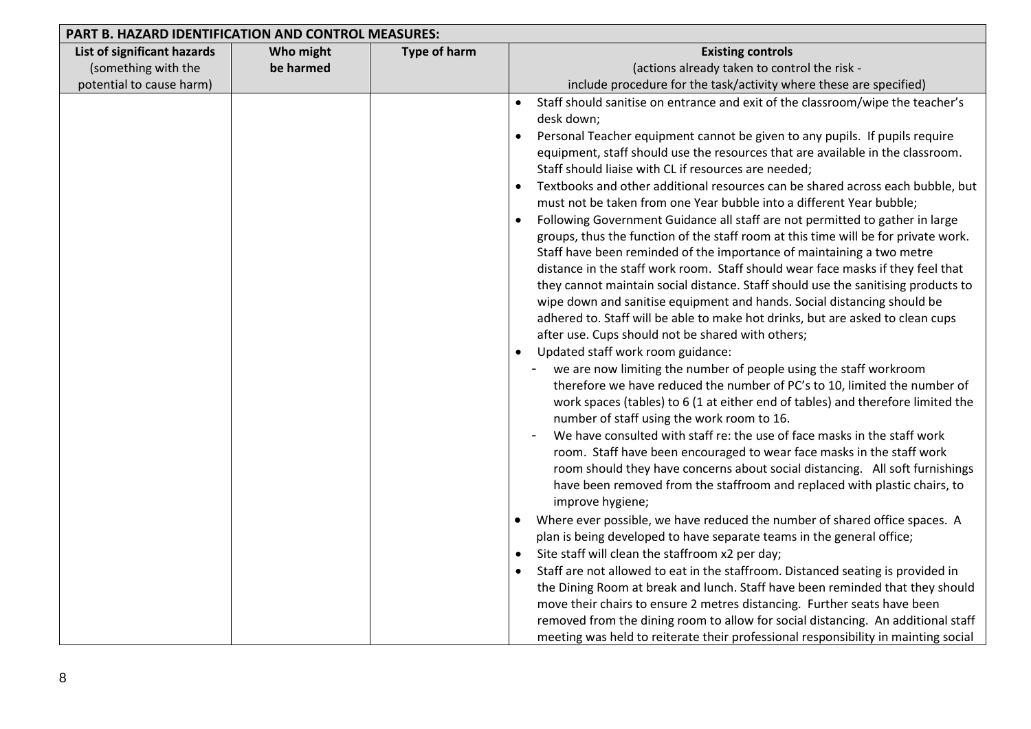**PART B. HAZARD IDENTIFICATION AND CONTROL MEASURES:**

| List of significant hazards (something with the potential to cause harm) | Who might be harmed | Type of harm | Existing controls (actions already taken to control the risk - include procedure for the task/activity where these are specified) |
|---|---|---|---|
| | | | • Staff should sanitise on entrance and exit of the classroom/wipe the teacher's desk down;<br>• Personal Teacher equipment cannot be given to any pupils. If pupils require equipment, staff should use the resources that are available in the classroom. Staff should liaise with CL if resources are needed;<br>• Textbooks and other additional resources can be shared across each bubble, but must not be taken from one Year bubble into a different Year bubble;<br>• Following Government Guidance all staff are not permitted to gather in large groups, thus the function of the staff room at this time will be for private work. Staff have been reminded of the importance of maintaining a two metre distance in the staff work room. Staff should wear face masks if they feel that they cannot maintain social distance. Staff should use the sanitising products to wipe down and sanitise equipment and hands. Social distancing should be adhered to. Staff will be able to make hot drinks, but are asked to clean cups after use. Cups should not be shared with others;<br>• Updated staff work room guidance:<br>- we are now limiting the number of people using the staff workroom therefore we have reduced the number of PC's to 10, limited the number of work spaces (tables) to 6 (1 at either end of tables) and therefore limited the number of staff using the work room to 16.<br>- We have consulted with staff re: the use of face masks in the staff work room. Staff have been encouraged to wear face masks in the staff work room should they have concerns about social distancing. All soft furnishings have been removed from the staffroom and replaced with plastic chairs, to improve hygiene;<br>• Where ever possible, we have reduced the number of shared office spaces. A plan is being developed to have separate teams in the general office;<br>• Site staff will clean the staffroom x2 per day;<br>• Staff are not allowed to eat in the staffroom. Distanced seating is provided in the Dining Room at break and lunch. Staff have been reminded that they should move their chairs to ensure 2 metres distancing. Further seats have been removed from the dining room to allow for social distancing. An additional staff meeting was held to reiterate their professional responsibility in mainting social |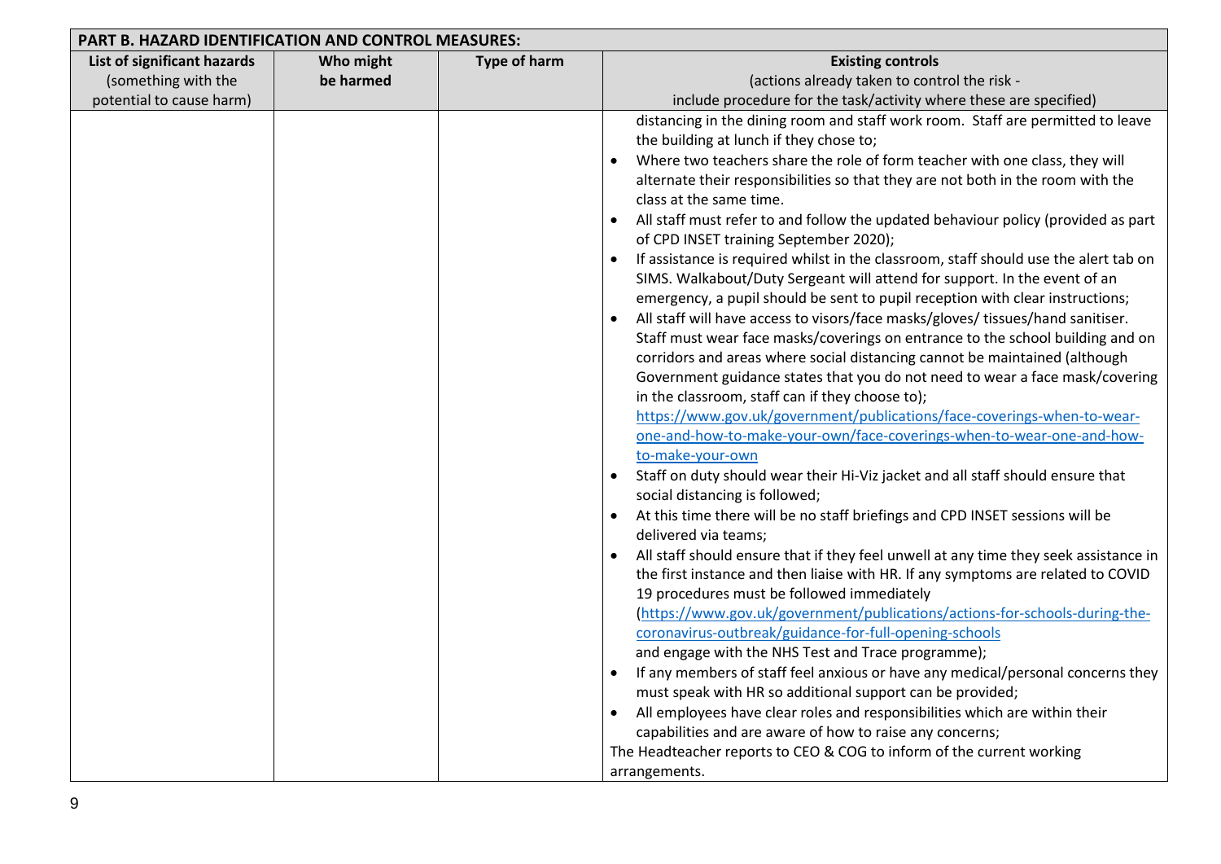**PART B. HAZARD IDENTIFICATION AND CONTROL MEASURES:**

| List of significant hazards (something with the potential to cause harm) | Who might be harmed | Type of harm | Existing controls (actions already taken to control the risk - include procedure for the task/activity where these are specified) |
|---|---|---|---|
| | | | distancing in the dining room and staff work room. Staff are permitted to leave the building at lunch if they chose to;<br>• Where two teachers share the role of form teacher with one class, they will alternate their responsibilities so that they are not both in the room with the class at the same time.<br>• All staff must refer to and follow the updated behaviour policy (provided as part of CPD INSET training September 2020);<br>• If assistance is required whilst in the classroom, staff should use the alert tab on SIMS. Walkabout/Duty Sergeant will attend for support. In the event of an emergency, a pupil should be sent to pupil reception with clear instructions;<br>• All staff will have access to visors/face masks/gloves/ tissues/hand sanitiser. Staff must wear face masks/coverings on entrance to the school building and on corridors and areas where social distancing cannot be maintained (although Government guidance states that you do not need to wear a face mask/covering in the classroom, staff can if they choose to); https://www.gov.uk/government/publications/face-coverings-when-to-wear-one-and-how-to-make-your-own/face-coverings-when-to-wear-one-and-how-to-make-your-own<br>• Staff on duty should wear their Hi-Viz jacket and all staff should ensure that social distancing is followed;<br>• At this time there will be no staff briefings and CPD INSET sessions will be delivered via teams;<br>• All staff should ensure that if they feel unwell at any time they seek assistance in the first instance and then liaise with HR. If any symptoms are related to COVID 19 procedures must be followed immediately (https://www.gov.uk/government/publications/actions-for-schools-during-the-coronavirus-outbreak/guidance-for-full-opening-schools and engage with the NHS Test and Trace programme);<br>• If any members of staff feel anxious or have any medical/personal concerns they must speak with HR so additional support can be provided;<br>• All employees have clear roles and responsibilities which are within their capabilities and are aware of how to raise any concerns;<br>The Headteacher reports to CEO & COG to inform of the current working arrangements. |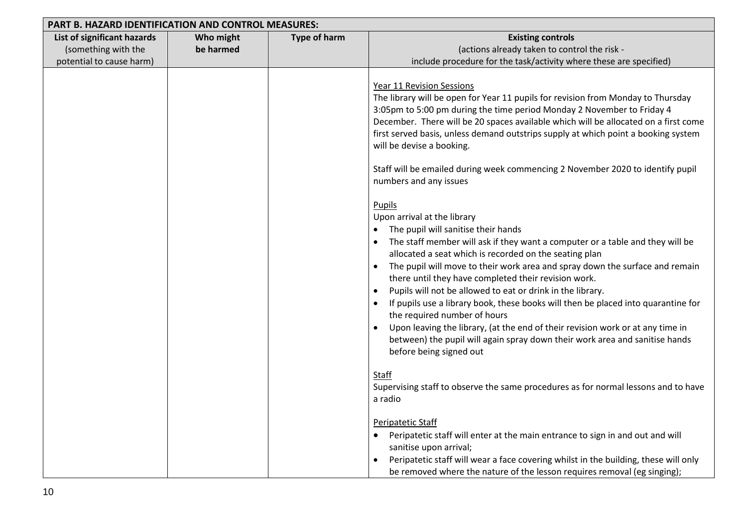| PART B. HAZARD IDENTIFICATION AND CONTROL MEASURES: | | | |
|---|---|---|---|
| **List of significant hazards** (something with the potential to cause harm) | **Who might be harmed** | **Type of harm** | **Existing controls** (actions already taken to control the risk - include procedure for the task/activity where these are specified) |
| | | | Year 11 Revision Sessions<br>The library will be open for Year 11 pupils for revision from Monday to Thursday 3:05pm to 5:00 pm during the time period Monday 2 November to Friday 4 December. There will be 20 spaces available which will be allocated on a first come first served basis, unless demand outstrips supply at which point a booking system will be devise a booking.<br><br>Staff will be emailed during week commencing 2 November 2020 to identify pupil numbers and any issues<br><br>Pupils<br>Upon arrival at the library<br>• The pupil will sanitise their hands<br>• The staff member will ask if they want a computer or a table and they will be allocated a seat which is recorded on the seating plan<br>• The pupil will move to their work area and spray down the surface and remain there until they have completed their revision work.<br>• Pupils will not be allowed to eat or drink in the library.<br>• If pupils use a library book, these books will then be placed into quarantine for the required number of hours<br>• Upon leaving the library, (at the end of their revision work or at any time in between) the pupil will again spray down their work area and sanitise hands before being signed out<br><br>Staff<br>Supervising staff to observe the same procedures as for normal lessons and to have a radio<br><br>Peripatetic Staff<br>• Peripatetic staff will enter at the main entrance to sign in and out and will sanitise upon arrival;<br>• Peripatetic staff will wear a face covering whilst in the building, these will only be removed where the nature of the lesson requires removal (eg singing); |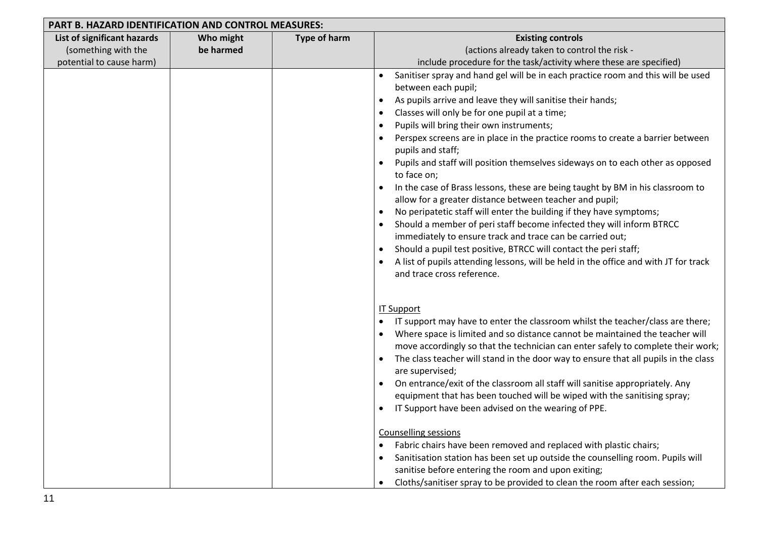| PART B. HAZARD IDENTIFICATION AND CONTROL MEASURES: | | | |
|---|---|---|---|
| **List of significant hazards** (something with the potential to cause harm) | **Who might be harmed** | **Type of harm** | **Existing controls** (actions already taken to control the risk - include procedure for the task/activity where these are specified) |
| | | | • Sanitiser spray and hand gel will be in each practice room and this will be used between each pupil;<br>• As pupils arrive and leave they will sanitise their hands;<br>• Classes will only be for one pupil at a time;<br>• Pupils will bring their own instruments;<br>• Perspex screens are in place in the practice rooms to create a barrier between pupils and staff;<br>• Pupils and staff will position themselves sideways on to each other as opposed to face on;<br>• In the case of Brass lessons, these are being taught by BM in his classroom to allow for a greater distance between teacher and pupil;<br>• No peripatetic staff will enter the building if they have symptoms;<br>• Should a member of peri staff become infected they will inform BTRCC immediately to ensure track and trace can be carried out;<br>• Should a pupil test positive, BTRCC will contact the peri staff;<br>• A list of pupils attending lessons, will be held in the office and with JT for track and trace cross reference.<br><br><u>IT Support</u><br>• IT support may have to enter the classroom whilst the teacher/class are there;<br>• Where space is limited and so distance cannot be maintained the teacher will move accordingly so that the technician can enter safely to complete their work;<br>• The class teacher will stand in the door way to ensure that all pupils in the class are supervised;<br>• On entrance/exit of the classroom all staff will sanitise appropriately. Any equipment that has been touched will be wiped with the sanitising spray;<br>• IT Support have been advised on the wearing of PPE.<br><br><u>Counselling sessions</u><br>• Fabric chairs have been removed and replaced with plastic chairs;<br>• Sanitisation station has been set up outside the counselling room. Pupils will sanitise before entering the room and upon exiting;<br>• Cloths/sanitiser spray to be provided to clean the room after each session; |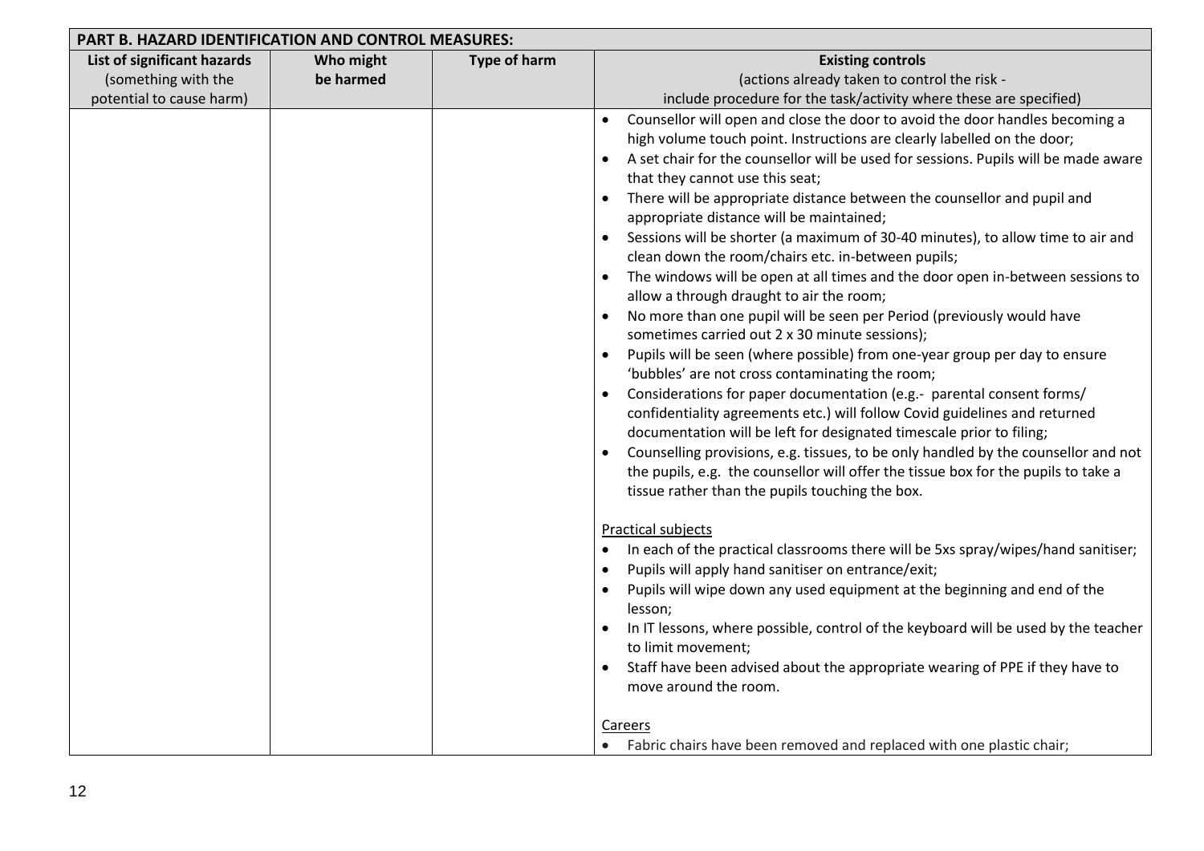**PART B. HAZARD IDENTIFICATION AND CONTROL MEASURES:**

| List of significant hazards (something with the potential to cause harm) | Who might be harmed | Type of harm | Existing controls (actions already taken to control the risk - include procedure for the task/activity where these are specified) |
|---|---|---|---|
| | | | • Counsellor will open and close the door to avoid the door handles becoming a high volume touch point. Instructions are clearly labelled on the door;<br>• A set chair for the counsellor will be used for sessions. Pupils will be made aware that they cannot use this seat;<br>• There will be appropriate distance between the counsellor and pupil and appropriate distance will be maintained;<br>• Sessions will be shorter (a maximum of 30-40 minutes), to allow time to air and clean down the room/chairs etc. in-between pupils;<br>• The windows will be open at all times and the door open in-between sessions to allow a through draught to air the room;<br>• No more than one pupil will be seen per Period (previously would have sometimes carried out 2 x 30 minute sessions);<br>• Pupils will be seen (where possible) from one-year group per day to ensure 'bubbles' are not cross contaminating the room;<br>• Considerations for paper documentation (e.g.- parental consent forms/ confidentiality agreements etc.) will follow Covid guidelines and returned documentation will be left for designated timescale prior to filing;<br>• Counselling provisions, e.g. tissues, to be only handled by the counsellor and not the pupils, e.g. the counsellor will offer the tissue box for the pupils to take a tissue rather than the pupils touching the box.<br><br><u>Practical subjects</u><br>• In each of the practical classrooms there will be 5xs spray/wipes/hand sanitiser;<br>• Pupils will apply hand sanitiser on entrance/exit;<br>• Pupils will wipe down any used equipment at the beginning and end of the lesson;<br>• In IT lessons, where possible, control of the keyboard will be used by the teacher to limit movement;<br>• Staff have been advised about the appropriate wearing of PPE if they have to move around the room.<br><br><u>Careers</u><br>• Fabric chairs have been removed and replaced with one plastic chair; |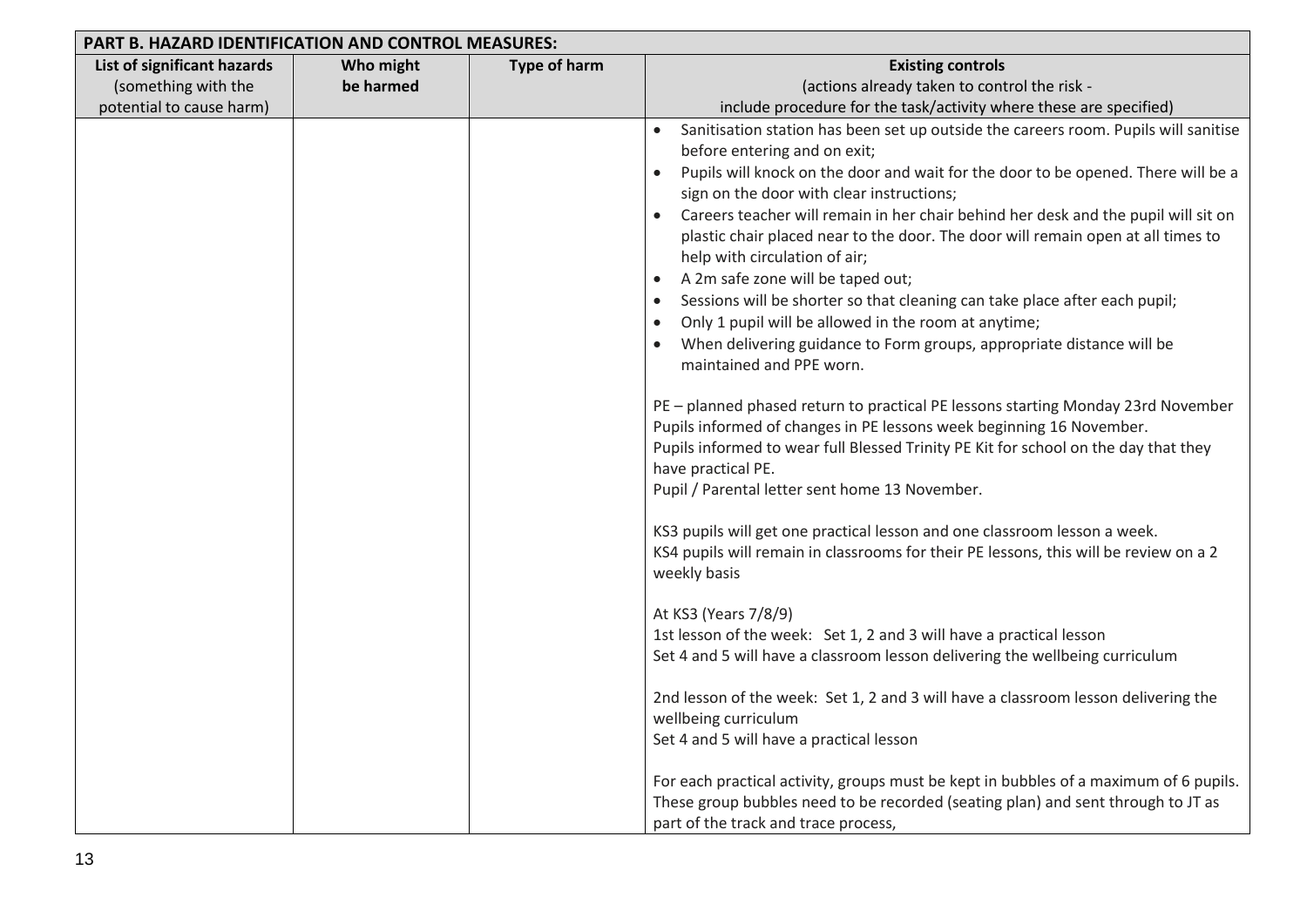| PART B. HAZARD IDENTIFICATION AND CONTROL MEASURES: | | | |
|---|---|---|---|
| **List of significant hazards** (something with the potential to cause harm) | **Who might be harmed** | **Type of harm** | **Existing controls** (actions already taken to control the risk - include procedure for the task/activity where these are specified) |
| | | | • Sanitisation station has been set up outside the careers room. Pupils will sanitise before entering and on exit;<br>• Pupils will knock on the door and wait for the door to be opened. There will be a sign on the door with clear instructions;<br>• Careers teacher will remain in her chair behind her desk and the pupil will sit on plastic chair placed near to the door. The door will remain open at all times to help with circulation of air;<br>• A 2m safe zone will be taped out;<br>• Sessions will be shorter so that cleaning can take place after each pupil;<br>• Only 1 pupil will be allowed in the room at anytime;<br>• When delivering guidance to Form groups, appropriate distance will be maintained and PPE worn.<br><br>PE – planned phased return to practical PE lessons starting Monday 23rd November<br>Pupils informed of changes in PE lessons week beginning 16 November.<br>Pupils informed to wear full Blessed Trinity PE Kit for school on the day that they have practical PE.<br>Pupil / Parental letter sent home 13 November.<br><br>KS3 pupils will get one practical lesson and one classroom lesson a week.<br>KS4 pupils will remain in classrooms for their PE lessons, this will be review on a 2 weekly basis<br><br>At KS3 (Years 7/8/9)<br>1st lesson of the week: Set 1, 2 and 3 will have a practical lesson<br>Set 4 and 5 will have a classroom lesson delivering the wellbeing curriculum<br><br>2nd lesson of the week: Set 1, 2 and 3 will have a classroom lesson delivering the wellbeing curriculum<br>Set 4 and 5 will have a practical lesson<br><br>For each practical activity, groups must be kept in bubbles of a maximum of 6 pupils. These group bubbles need to be recorded (seating plan) and sent through to JT as part of the track and trace process, |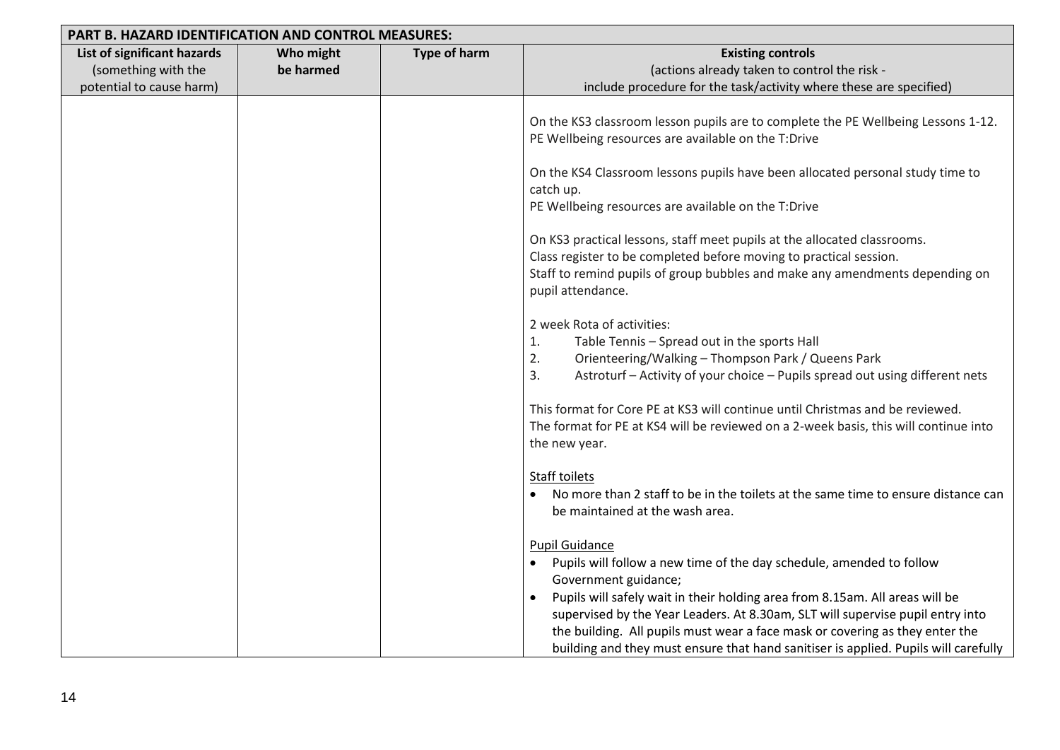| PART B. HAZARD IDENTIFICATION AND CONTROL MEASURES: | | | |
|---|---|---|---|
| **List of significant hazards** (something with the potential to cause harm) | **Who might be harmed** | **Type of harm** | **Existing controls** (actions already taken to control the risk - include procedure for the task/activity where these are specified) |
| | | | On the KS3 classroom lesson pupils are to complete the PE Wellbeing Lessons 1-12.<br>PE Wellbeing resources are available on the T:Drive<br><br>On the KS4 Classroom lessons pupils have been allocated personal study time to catch up.<br>PE Wellbeing resources are available on the T:Drive<br><br>On KS3 practical lessons, staff meet pupils at the allocated classrooms.<br>Class register to be completed before moving to practical session.<br>Staff to remind pupils of group bubbles and make any amendments depending on pupil attendance.<br><br>2 week Rota of activities:<br>1. Table Tennis – Spread out in the sports Hall<br>2. Orienteering/Walking – Thompson Park / Queens Park<br>3. Astroturf – Activity of your choice – Pupils spread out using different nets<br><br>This format for Core PE at KS3 will continue until Christmas and be reviewed.<br>The format for PE at KS4 will be reviewed on a 2-week basis, this will continue into the new year.<br><br><u>Staff toilets</u><br>• No more than 2 staff to be in the toilets at the same time to ensure distance can be maintained at the wash area.<br><br><u>Pupil Guidance</u><br>• Pupils will follow a new time of the day schedule, amended to follow Government guidance;<br>• Pupils will safely wait in their holding area from 8.15am. All areas will be supervised by the Year Leaders. At 8.30am, SLT will supervise pupil entry into the building. All pupils must wear a face mask or covering as they enter the building and they must ensure that hand sanitiser is applied. Pupils will carefully |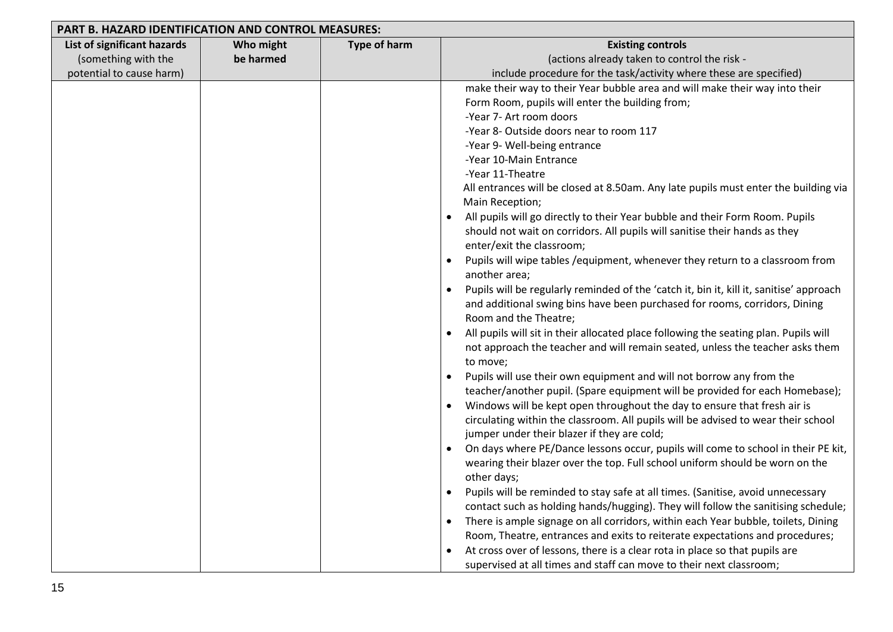| PART B. HAZARD IDENTIFICATION AND CONTROL MEASURES: | | | |
|---|---|---|---|
| **List of significant hazards** (something with the potential to cause harm) | **Who might be harmed** | **Type of harm** | **Existing controls** (actions already taken to control the risk - include procedure for the task/activity where these are specified) |
| | | | make their way to their Year bubble area and will make their way into their Form Room, pupils will enter the building from;<br>-Year 7- Art room doors<br>-Year 8- Outside doors near to room 117<br>-Year 9- Well-being entrance<br>-Year 10-Main Entrance<br>-Year 11-Theatre<br>All entrances will be closed at 8.50am. Any late pupils must enter the building via Main Reception;<br>• All pupils will go directly to their Year bubble and their Form Room. Pupils should not wait on corridors. All pupils will sanitise their hands as they enter/exit the classroom;<br>• Pupils will wipe tables /equipment, whenever they return to a classroom from another area;<br>• Pupils will be regularly reminded of the 'catch it, bin it, kill it, sanitise' approach and additional swing bins have been purchased for rooms, corridors, Dining Room and the Theatre;<br>• All pupils will sit in their allocated place following the seating plan. Pupils will not approach the teacher and will remain seated, unless the teacher asks them to move;<br>• Pupils will use their own equipment and will not borrow any from the teacher/another pupil. (Spare equipment will be provided for each Homebase);<br>• Windows will be kept open throughout the day to ensure that fresh air is circulating within the classroom. All pupils will be advised to wear their school jumper under their blazer if they are cold;<br>• On days where PE/Dance lessons occur, pupils will come to school in their PE kit, wearing their blazer over the top. Full school uniform should be worn on the other days;<br>• Pupils will be reminded to stay safe at all times. (Sanitise, avoid unnecessary contact such as holding hands/hugging). They will follow the sanitising schedule;<br>• There is ample signage on all corridors, within each Year bubble, toilets, Dining Room, Theatre, entrances and exits to reiterate expectations and procedures;<br>• At cross over of lessons, there is a clear rota in place so that pupils are supervised at all times and staff can move to their next classroom; |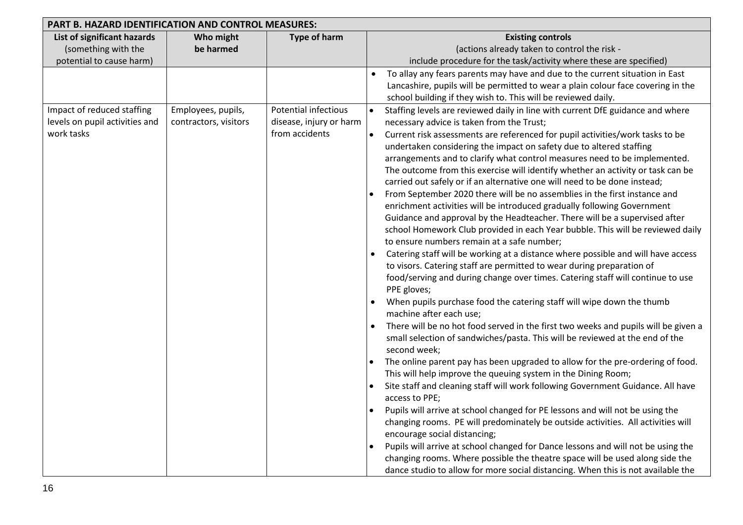| PART B. HAZARD IDENTIFICATION AND CONTROL MEASURES: | | | |
|---|---|---|---|
| **List of significant hazards** (something with the potential to cause harm) | **Who might be harmed** | **Type of harm** | **Existing controls** (actions already taken to control the risk - include procedure for the task/activity where these are specified) |
| | | | • To allay any fears parents may have and due to the current situation in East Lancashire, pupils will be permitted to wear a plain colour face covering in the school building if they wish to. This will be reviewed daily. |
| Impact of reduced staffing levels on pupil activities and work tasks | Employees, pupils, contractors, visitors | Potential infectious disease, injury or harm from accidents | • Staffing levels are reviewed daily in line with current DfE guidance and where necessary advice is taken from the Trust;<br>• Current risk assessments are referenced for pupil activities/work tasks to be undertaken considering the impact on safety due to altered staffing arrangements and to clarify what control measures need to be implemented. The outcome from this exercise will identify whether an activity or task can be carried out safely or if an alternative one will need to be done instead;<br>• From September 2020 there will be no assemblies in the first instance and enrichment activities will be introduced gradually following Government Guidance and approval by the Headteacher. There will be a supervised after school Homework Club provided in each Year bubble. This will be reviewed daily to ensure numbers remain at a safe number;<br>• Catering staff will be working at a distance where possible and will have access to visors. Catering staff are permitted to wear during preparation of food/serving and during change over times. Catering staff will continue to use PPE gloves;<br>• When pupils purchase food the catering staff will wipe down the thumb machine after each use;<br>• There will be no hot food served in the first two weeks and pupils will be given a small selection of sandwiches/pasta. This will be reviewed at the end of the second week;<br>• The online parent pay has been upgraded to allow for the pre-ordering of food. This will help improve the queuing system in the Dining Room;<br>• Site staff and cleaning staff will work following Government Guidance. All have access to PPE;<br>• Pupils will arrive at school changed for PE lessons and will not be using the changing rooms. PE will predominately be outside activities. All activities will encourage social distancing;<br>• Pupils will arrive at school changed for Dance lessons and will not be using the changing rooms. Where possible the theatre space will be used along side the dance studio to allow for more social distancing. When this is not available the |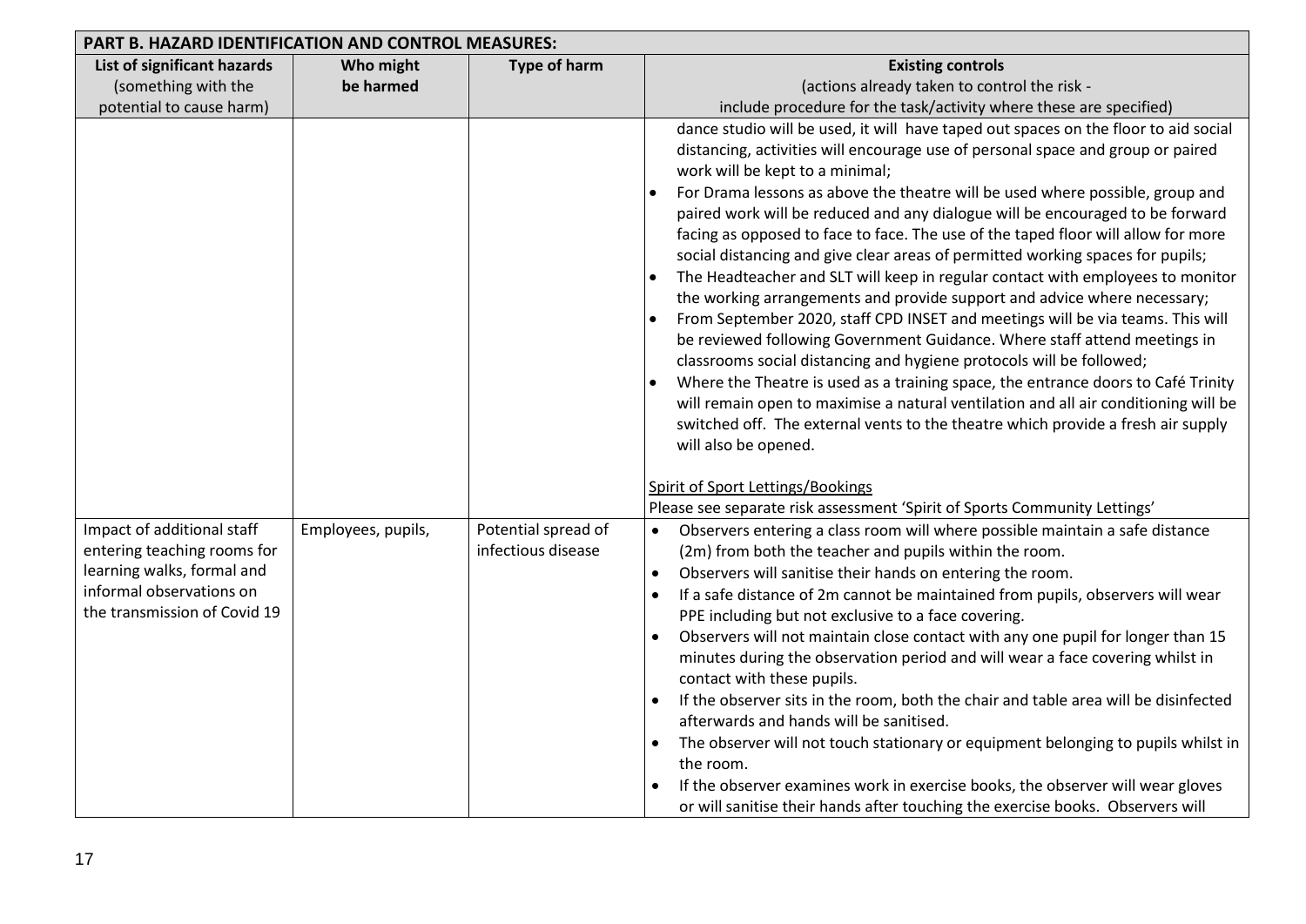**PART B. HAZARD IDENTIFICATION AND CONTROL MEASURES:**

| List of significant hazards (something with the potential to cause harm) | Who might be harmed | Type of harm | Existing controls (actions already taken to control the risk - include procedure for the task/activity where these are specified) |
|---|---|---|---|
| | | | dance studio will be used, it will have taped out spaces on the floor to aid social distancing, activities will encourage use of personal space and group or paired work will be kept to a minimal;<br>• For Drama lessons as above the theatre will be used where possible, group and paired work will be reduced and any dialogue will be encouraged to be forward facing as opposed to face to face. The use of the taped floor will allow for more social distancing and give clear areas of permitted working spaces for pupils;<br>• The Headteacher and SLT will keep in regular contact with employees to monitor the working arrangements and provide support and advice where necessary;<br>• From September 2020, staff CPD INSET and meetings will be via teams. This will be reviewed following Government Guidance. Where staff attend meetings in classrooms social distancing and hygiene protocols will be followed;<br>• Where the Theatre is used as a training space, the entrance doors to Café Trinity will remain open to maximise a natural ventilation and all air conditioning will be switched off. The external vents to the theatre which provide a fresh air supply will also be opened.<br><br><u>Spirit of Sport Lettings/Bookings</u><br>Please see separate risk assessment 'Spirit of Sports Community Lettings' |
| Impact of additional staff entering teaching rooms for learning walks, formal and informal observations on the transmission of Covid 19 | Employees, pupils, | Potential spread of infectious disease | • Observers entering a class room will where possible maintain a safe distance (2m) from both the teacher and pupils within the room.<br>• Observers will sanitise their hands on entering the room.<br>• If a safe distance of 2m cannot be maintained from pupils, observers will wear PPE including but not exclusive to a face covering.<br>• Observers will not maintain close contact with any one pupil for longer than 15 minutes during the observation period and will wear a face covering whilst in contact with these pupils.<br>• If the observer sits in the room, both the chair and table area will be disinfected afterwards and hands will be sanitised.<br>• The observer will not touch stationary or equipment belonging to pupils whilst in the room.<br>• If the observer examines work in exercise books, the observer will wear gloves or will sanitise their hands after touching the exercise books. Observers will |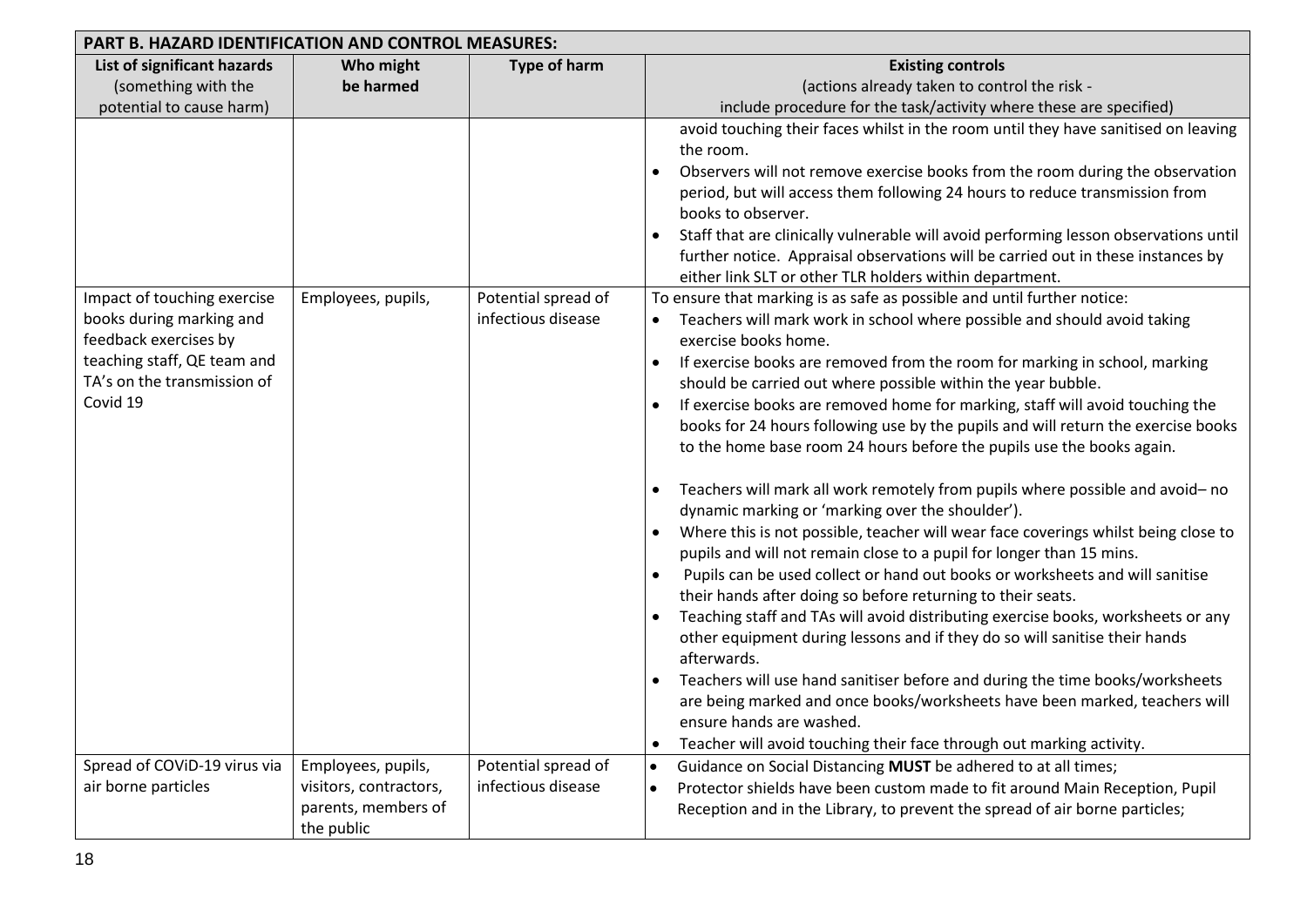| PART B. HAZARD IDENTIFICATION AND CONTROL MEASURES: | | | |
|---|---|---|---|
| **List of significant hazards** (something with the potential to cause harm) | **Who might be harmed** | **Type of harm** | **Existing controls** (actions already taken to control the risk - include procedure for the task/activity where these are specified) |
| | | | avoid touching their faces whilst in the room until they have sanitised on leaving the room.<br>• Observers will not remove exercise books from the room during the observation period, but will access them following 24 hours to reduce transmission from books to observer.<br>• Staff that are clinically vulnerable will avoid performing lesson observations until further notice. Appraisal observations will be carried out in these instances by either link SLT or other TLR holders within department. |
| Impact of touching exercise books during marking and feedback exercises by teaching staff, QE team and TA's on the transmission of Covid 19 | Employees, pupils, | Potential spread of infectious disease | To ensure that marking is as safe as possible and until further notice:<br>• Teachers will mark work in school where possible and should avoid taking exercise books home.<br>• If exercise books are removed from the room for marking in school, marking should be carried out where possible within the year bubble.<br>• If exercise books are removed home for marking, staff will avoid touching the books for 24 hours following use by the pupils and will return the exercise books to the home base room 24 hours before the pupils use the books again.<br><br>• Teachers will mark all work remotely from pupils where possible and avoid– no dynamic marking or 'marking over the shoulder').<br>• Where this is not possible, teacher will wear face coverings whilst being close to pupils and will not remain close to a pupil for longer than 15 mins.<br>• Pupils can be used collect or hand out books or worksheets and will sanitise their hands after doing so before returning to their seats.<br>• Teaching staff and TAs will avoid distributing exercise books, worksheets or any other equipment during lessons and if they do so will sanitise their hands afterwards.<br>• Teachers will use hand sanitiser before and during the time books/worksheets are being marked and once books/worksheets have been marked, teachers will ensure hands are washed.<br>• Teacher will avoid touching their face through out marking activity. |
| Spread of COViD-19 virus via air borne particles | Employees, pupils, visitors, contractors, parents, members of the public | Potential spread of infectious disease | • Guidance on Social Distancing **MUST** be adhered to at all times;<br>• Protector shields have been custom made to fit around Main Reception, Pupil Reception and in the Library, to prevent the spread of air borne particles; |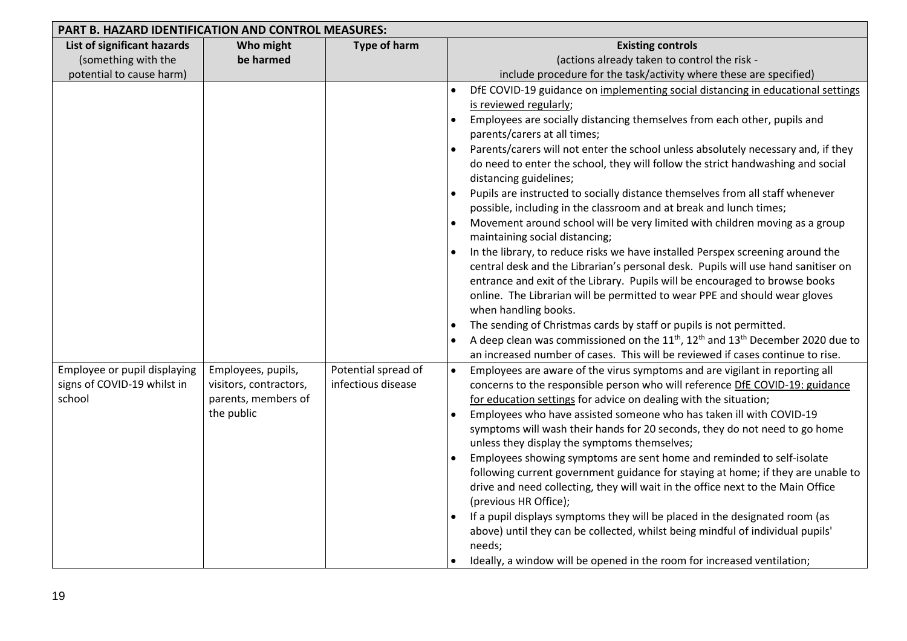**PART B. HAZARD IDENTIFICATION AND CONTROL MEASURES:**

| List of significant hazards (something with the potential to cause harm) | Who might be harmed | Type of harm | Existing controls (actions already taken to control the risk - include procedure for the task/activity where these are specified) |
|---|---|---|---|
| | | | • DfE COVID-19 guidance on implementing social distancing in educational settings is reviewed regularly;<br>• Employees are socially distancing themselves from each other, pupils and parents/carers at all times;<br>• Parents/carers will not enter the school unless absolutely necessary and, if they do need to enter the school, they will follow the strict handwashing and social distancing guidelines;<br>• Pupils are instructed to socially distance themselves from all staff whenever possible, including in the classroom and at break and lunch times;<br>• Movement around school will be very limited with children moving as a group maintaining social distancing;<br>• In the library, to reduce risks we have installed Perspex screening around the central desk and the Librarian's personal desk. Pupils will use hand sanitiser on entrance and exit of the Library. Pupils will be encouraged to browse books online. The Librarian will be permitted to wear PPE and should wear gloves when handling books.<br>• The sending of Christmas cards by staff or pupils is not permitted.<br>• A deep clean was commissioned on the 11th, 12th and 13th December 2020 due to an increased number of cases. This will be reviewed if cases continue to rise. |
| Employee or pupil displaying signs of COVID-19 whilst in school | Employees, pupils, visitors, contractors, parents, members of the public | Potential spread of infectious disease | • Employees are aware of the virus symptoms and are vigilant in reporting all concerns to the responsible person who will reference DfE COVID-19: guidance for education settings for advice on dealing with the situation;<br>• Employees who have assisted someone who has taken ill with COVID-19 symptoms will wash their hands for 20 seconds, they do not need to go home unless they display the symptoms themselves;<br>• Employees showing symptoms are sent home and reminded to self-isolate following current government guidance for staying at home; if they are unable to drive and need collecting, they will wait in the office next to the Main Office (previous HR Office);<br>• If a pupil displays symptoms they will be placed in the designated room (as above) until they can be collected, whilst being mindful of individual pupils' needs;<br>• Ideally, a window will be opened in the room for increased ventilation; |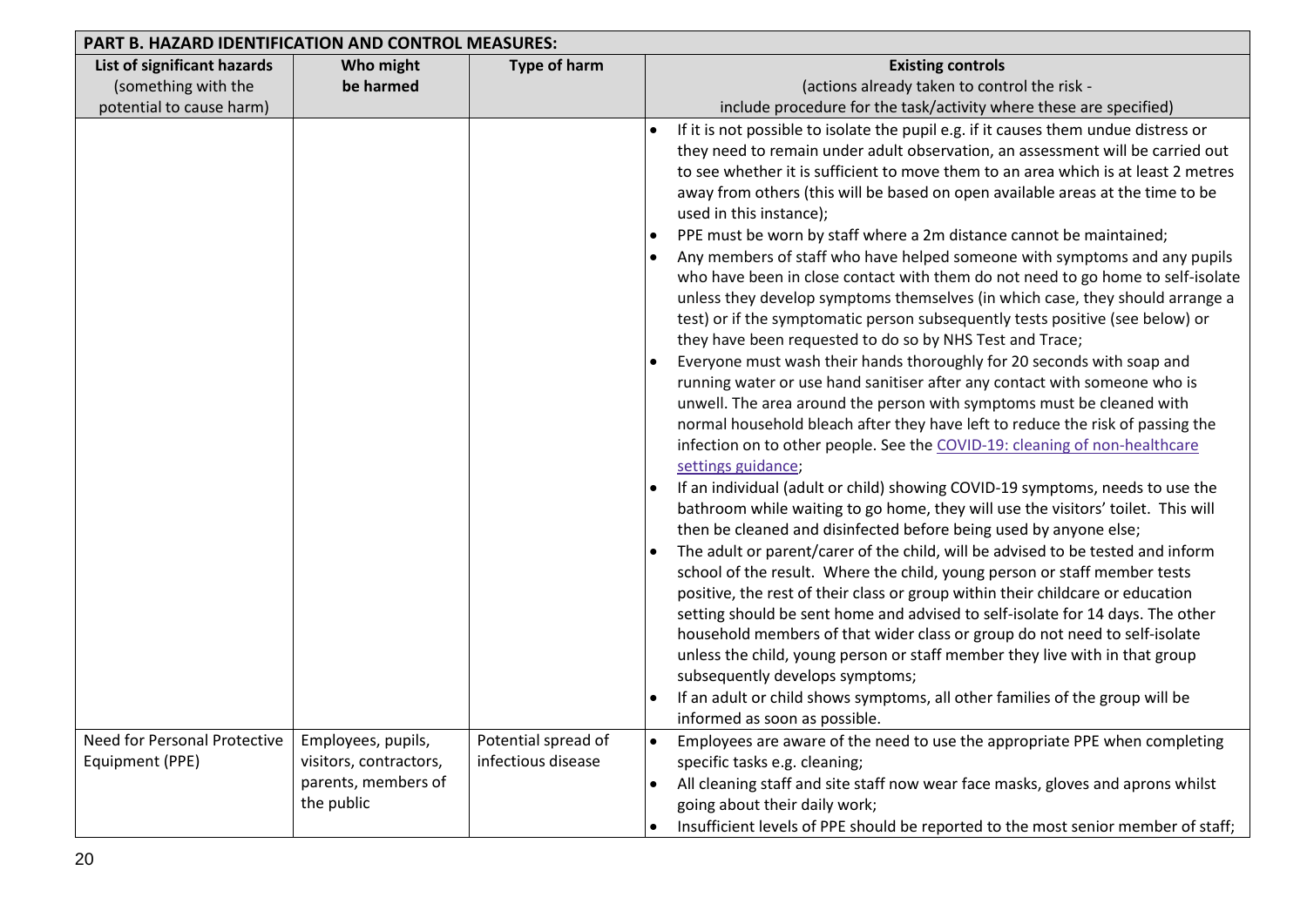| PART B. HAZARD IDENTIFICATION AND CONTROL MEASURES: | | | |
|---|---|---|---|
| **List of significant hazards** (something with the potential to cause harm) | **Who might be harmed** | **Type of harm** | **Existing controls** (actions already taken to control the risk - include procedure for the task/activity where these are specified) |
| | | | • If it is not possible to isolate the pupil e.g. if it causes them undue distress or they need to remain under adult observation, an assessment will be carried out to see whether it is sufficient to move them to an area which is at least 2 metres away from others (this will be based on open available areas at the time to be used in this instance);<br>• PPE must be worn by staff where a 2m distance cannot be maintained;<br>• Any members of staff who have helped someone with symptoms and any pupils who have been in close contact with them do not need to go home to self-isolate unless they develop symptoms themselves (in which case, they should arrange a test) or if the symptomatic person subsequently tests positive (see below) or they have been requested to do so by NHS Test and Trace;<br>• Everyone must wash their hands thoroughly for 20 seconds with soap and running water or use hand sanitiser after any contact with someone who is unwell. The area around the person with symptoms must be cleaned with normal household bleach after they have left to reduce the risk of passing the infection on to other people. See the COVID-19: cleaning of non-healthcare settings guidance;<br>• If an individual (adult or child) showing COVID-19 symptoms, needs to use the bathroom while waiting to go home, they will use the visitors' toilet. This will then be cleaned and disinfected before being used by anyone else;<br>• The adult or parent/carer of the child, will be advised to be tested and inform school of the result. Where the child, young person or staff member tests positive, the rest of their class or group within their childcare or education setting should be sent home and advised to self-isolate for 14 days. The other household members of that wider class or group do not need to self-isolate unless the child, young person or staff member they live with in that group subsequently develops symptoms;<br>• If an adult or child shows symptoms, all other families of the group will be informed as soon as possible. |
| Need for Personal Protective Equipment (PPE) | Employees, pupils, visitors, contractors, parents, members of the public | Potential spread of infectious disease | • Employees are aware of the need to use the appropriate PPE when completing specific tasks e.g. cleaning;<br>• All cleaning staff and site staff now wear face masks, gloves and aprons whilst going about their daily work;<br>• Insufficient levels of PPE should be reported to the most senior member of staff; |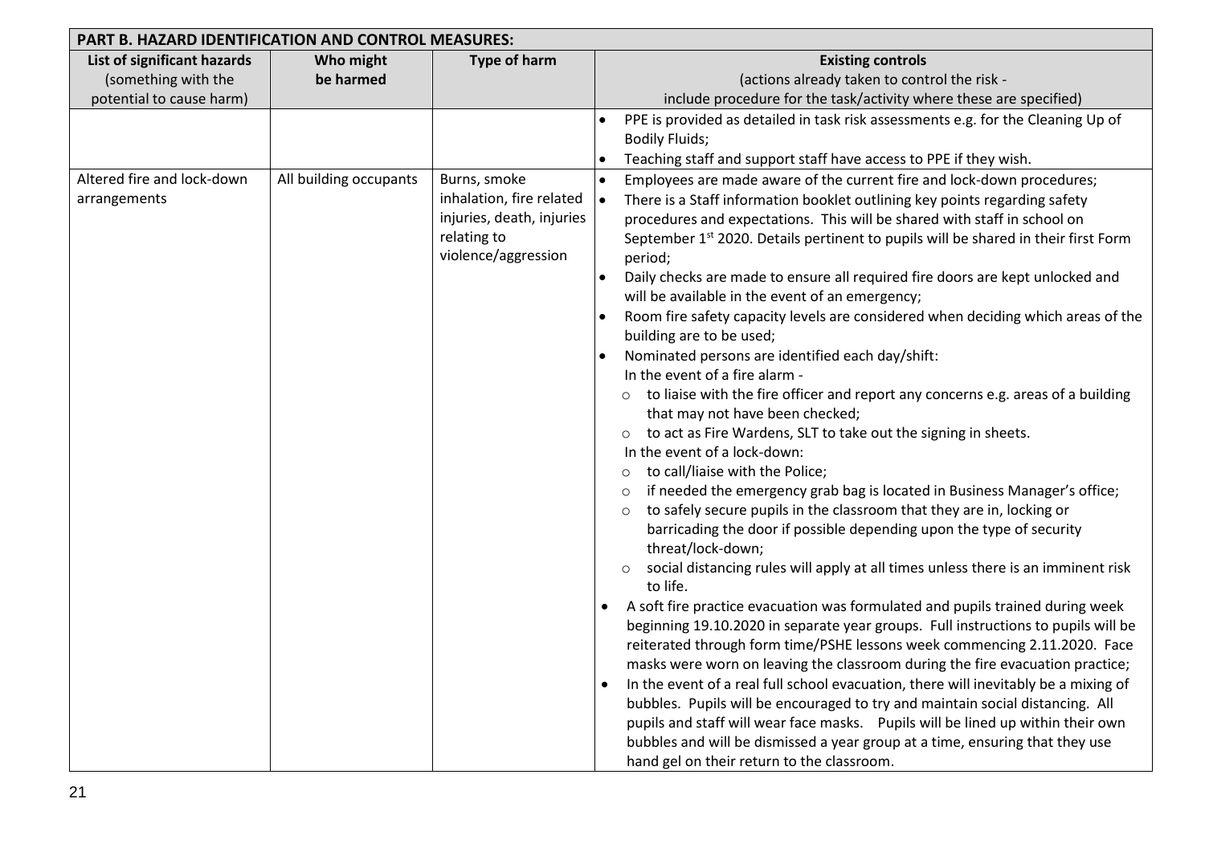| **PART B. HAZARD IDENTIFICATION AND CONTROL MEASURES:** | | | |
|---|---|---|---|
| **List of significant hazards** (something with the potential to cause harm) | **Who might be harmed** | **Type of harm** | **Existing controls** (actions already taken to control the risk - include procedure for the task/activity where these are specified) |
| | | | • PPE is provided as detailed in task risk assessments e.g. for the Cleaning Up of Bodily Fluids;<br>• Teaching staff and support staff have access to PPE if they wish. |
| Altered fire and lock-down arrangements | All building occupants | Burns, smoke inhalation, fire related injuries, death, injuries relating to violence/aggression | • Employees are made aware of the current fire and lock-down procedures;<br>• There is a Staff information booklet outlining key points regarding safety procedures and expectations. This will be shared with staff in school on September 1st 2020. Details pertinent to pupils will be shared in their first Form period;<br>• Daily checks are made to ensure all required fire doors are kept unlocked and will be available in the event of an emergency;<br>• Room fire safety capacity levels are considered when deciding which areas of the building are to be used;<br>• Nominated persons are identified each day/shift:<br>In the event of a fire alarm -<br>&nbsp;&nbsp;○ to liaise with the fire officer and report any concerns e.g. areas of a building that may not have been checked;<br>&nbsp;&nbsp;○ to act as Fire Wardens, SLT to take out the signing in sheets.<br>In the event of a lock-down:<br>&nbsp;&nbsp;○ to call/liaise with the Police;<br>&nbsp;&nbsp;○ if needed the emergency grab bag is located in Business Manager's office;<br>&nbsp;&nbsp;○ to safely secure pupils in the classroom that they are in, locking or barricading the door if possible depending upon the type of security threat/lock-down;<br>&nbsp;&nbsp;○ social distancing rules will apply at all times unless there is an imminent risk to life.<br>• A soft fire practice evacuation was formulated and pupils trained during week beginning 19.10.2020 in separate year groups. Full instructions to pupils will be reiterated through form time/PSHE lessons week commencing 2.11.2020. Face masks were worn on leaving the classroom during the fire evacuation practice;<br>• In the event of a real full school evacuation, there will inevitably be a mixing of bubbles. Pupils will be encouraged to try and maintain social distancing. All pupils and staff will wear face masks. Pupils will be lined up within their own bubbles and will be dismissed a year group at a time, ensuring that they use hand gel on their return to the classroom. |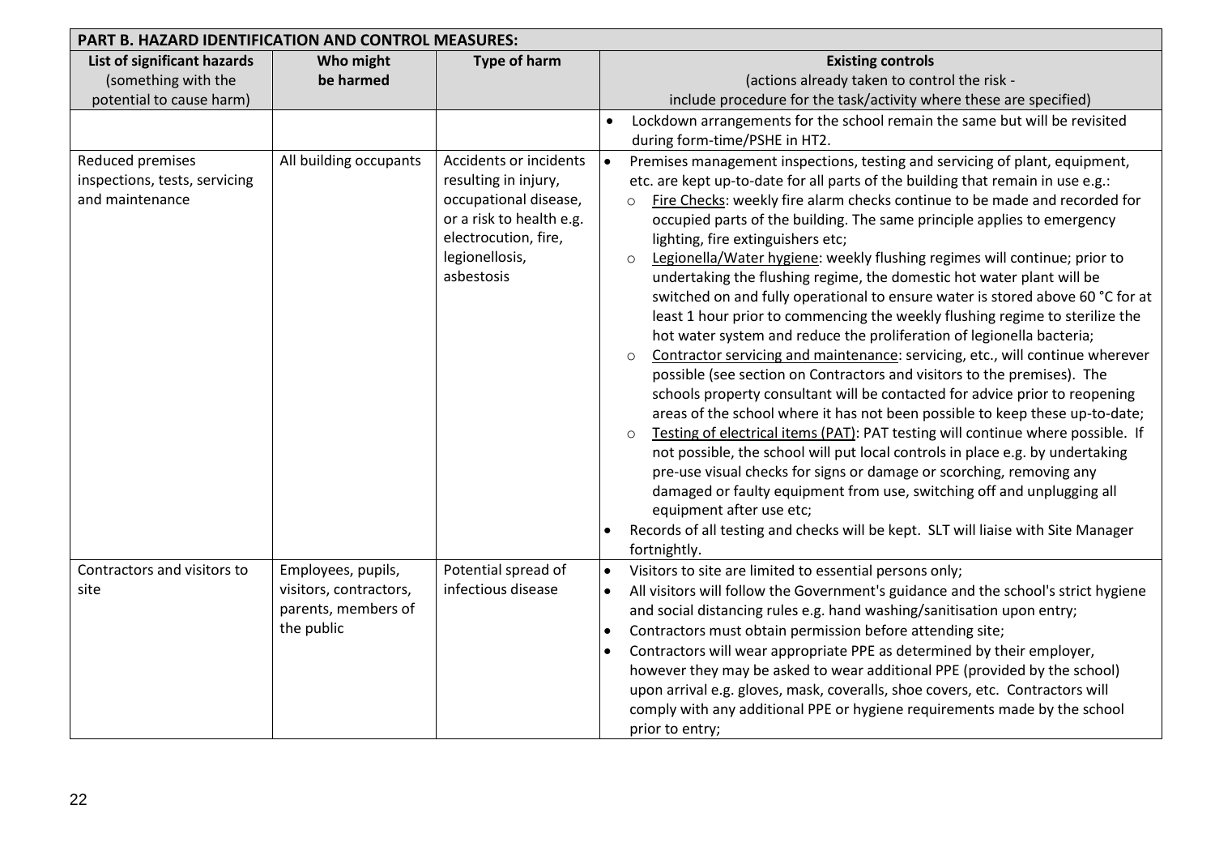| PART B. HAZARD IDENTIFICATION AND CONTROL MEASURES: | | | |
|---|---|---|---|
| **List of significant hazards** (something with the potential to cause harm) | **Who might be harmed** | **Type of harm** | **Existing controls** (actions already taken to control the risk - include procedure for the task/activity where these are specified) |
| | | | • Lockdown arrangements for the school remain the same but will be revisited during form-time/PSHE in HT2. |
| Reduced premises inspections, tests, servicing and maintenance | All building occupants | Accidents or incidents resulting in injury, occupational disease, or a risk to health e.g. electrocution, fire, legionellosis, asbestosis | • Premises management inspections, testing and servicing of plant, equipment, etc. are kept up-to-date for all parts of the building that remain in use e.g.:<br>○ Fire Checks: weekly fire alarm checks continue to be made and recorded for occupied parts of the building. The same principle applies to emergency lighting, fire extinguishers etc;<br>○ Legionella/Water hygiene: weekly flushing regimes will continue; prior to undertaking the flushing regime, the domestic hot water plant will be switched on and fully operational to ensure water is stored above 60 °C for at least 1 hour prior to commencing the weekly flushing regime to sterilize the hot water system and reduce the proliferation of legionella bacteria;<br>○ Contractor servicing and maintenance: servicing, etc., will continue wherever possible (see section on Contractors and visitors to the premises). The schools property consultant will be contacted for advice prior to reopening areas of the school where it has not been possible to keep these up-to-date;<br>○ Testing of electrical items (PAT): PAT testing will continue where possible. If not possible, the school will put local controls in place e.g. by undertaking pre-use visual checks for signs or damage or scorching, removing any damaged or faulty equipment from use, switching off and unplugging all equipment after use etc;<br>• Records of all testing and checks will be kept. SLT will liaise with Site Manager fortnightly. |
| Contractors and visitors to site | Employees, pupils, visitors, contractors, parents, members of the public | Potential spread of infectious disease | • Visitors to site are limited to essential persons only;<br>• All visitors will follow the Government's guidance and the school's strict hygiene and social distancing rules e.g. hand washing/sanitisation upon entry;<br>• Contractors must obtain permission before attending site;<br>• Contractors will wear appropriate PPE as determined by their employer, however they may be asked to wear additional PPE (provided by the school) upon arrival e.g. gloves, mask, coveralls, shoe covers, etc. Contractors will comply with any additional PPE or hygiene requirements made by the school prior to entry; |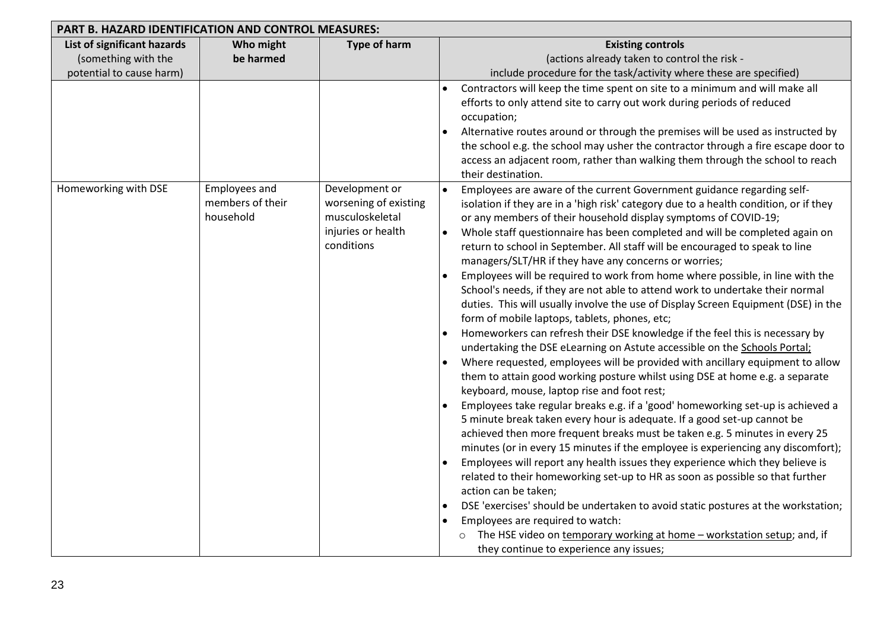**PART B. HAZARD IDENTIFICATION AND CONTROL MEASURES:**

| List of significant hazards (something with the potential to cause harm) | Who might be harmed | Type of harm | Existing controls (actions already taken to control the risk - include procedure for the task/activity where these are specified) |
|---|---|---|---|
| | | | • Contractors will keep the time spent on site to a minimum and will make all efforts to only attend site to carry out work during periods of reduced occupation;<br>• Alternative routes around or through the premises will be used as instructed by the school e.g. the school may usher the contractor through a fire escape door to access an adjacent room, rather than walking them through the school to reach their destination. |
| Homeworking with DSE | Employees and members of their household | Development or worsening of existing musculoskeletal injuries or health conditions | • Employees are aware of the current Government guidance regarding self-isolation if they are in a 'high risk' category due to a health condition, or if they or any members of their household display symptoms of COVID-19;<br>• Whole staff questionnaire has been completed and will be completed again on return to school in September. All staff will be encouraged to speak to line managers/SLT/HR if they have any concerns or worries;<br>• Employees will be required to work from home where possible, in line with the School's needs, if they are not able to attend work to undertake their normal duties. This will usually involve the use of Display Screen Equipment (DSE) in the form of mobile laptops, tablets, phones, etc;<br>• Homeworkers can refresh their DSE knowledge if the feel this is necessary by undertaking the DSE eLearning on Astute accessible on the Schools Portal;<br>• Where requested, employees will be provided with ancillary equipment to allow them to attain good working posture whilst using DSE at home e.g. a separate keyboard, mouse, laptop rise and foot rest;<br>• Employees take regular breaks e.g. if a 'good' homeworking set-up is achieved a 5 minute break taken every hour is adequate. If a good set-up cannot be achieved then more frequent breaks must be taken e.g. 5 minutes in every 25 minutes (or in every 15 minutes if the employee is experiencing any discomfort);<br>• Employees will report any health issues they experience which they believe is related to their homeworking set-up to HR as soon as possible so that further action can be taken;<br>• DSE 'exercises' should be undertaken to avoid static postures at the workstation;<br>• Employees are required to watch:<br>&nbsp;&nbsp;o The HSE video on temporary working at home – workstation setup; and, if they continue to experience any issues; |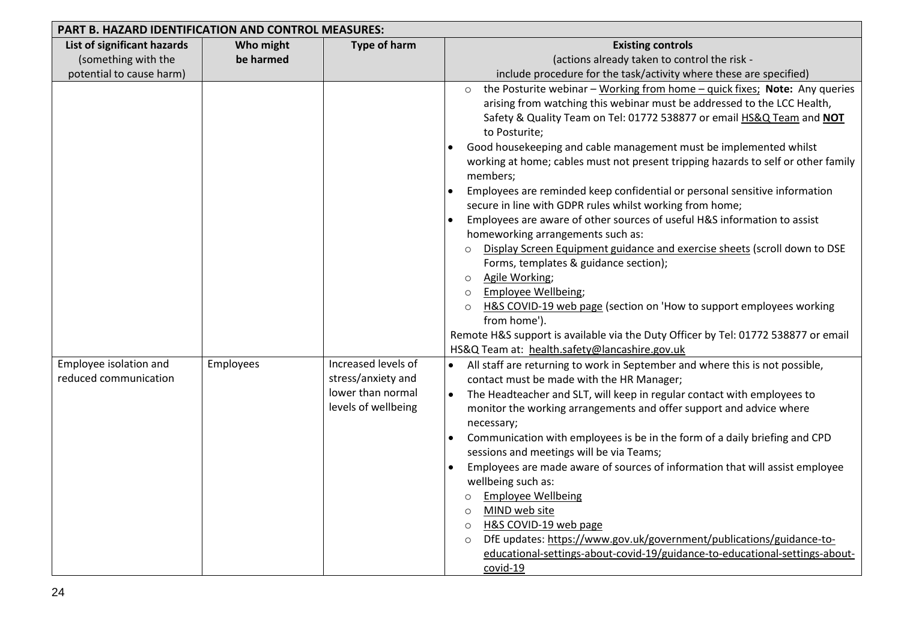| PART B. HAZARD IDENTIFICATION AND CONTROL MEASURES: | | | |
|---|---|---|---|
| **List of significant hazards** (something with the potential to cause harm) | **Who might be harmed** | **Type of harm** | **Existing controls** (actions already taken to control the risk - include procedure for the task/activity where these are specified) |
| | | | ○ the Posturite webinar – Working from home – quick fixes; **Note:** Any queries arising from watching this webinar must be addressed to the LCC Health, Safety & Quality Team on Tel: 01772 538877 or email HS&Q Team and **NOT** to Posturite;<br>• Good housekeeping and cable management must be implemented whilst working at home; cables must not present tripping hazards to self or other family members;<br>• Employees are reminded keep confidential or personal sensitive information secure in line with GDPR rules whilst working from home;<br>• Employees are aware of other sources of useful H&S information to assist homeworking arrangements such as:<br>○ Display Screen Equipment guidance and exercise sheets (scroll down to DSE Forms, templates & guidance section);<br>○ Agile Working;<br>○ Employee Wellbeing;<br>○ H&S COVID-19 web page (section on 'How to support employees working from home').<br>Remote H&S support is available via the Duty Officer by Tel: 01772 538877 or email HS&Q Team at: health.safety@lancashire.gov.uk |
| Employee isolation and reduced communication | Employees | Increased levels of stress/anxiety and lower than normal levels of wellbeing | • All staff are returning to work in September and where this is not possible, contact must be made with the HR Manager;<br>• The Headteacher and SLT, will keep in regular contact with employees to monitor the working arrangements and offer support and advice where necessary;<br>• Communication with employees is be in the form of a daily briefing and CPD sessions and meetings will be via Teams;<br>• Employees are made aware of sources of information that will assist employee wellbeing such as:<br>○ Employee Wellbeing<br>○ MIND web site<br>○ H&S COVID-19 web page<br>○ DfE updates: https://www.gov.uk/government/publications/guidance-to-educational-settings-about-covid-19/guidance-to-educational-settings-about-covid-19 |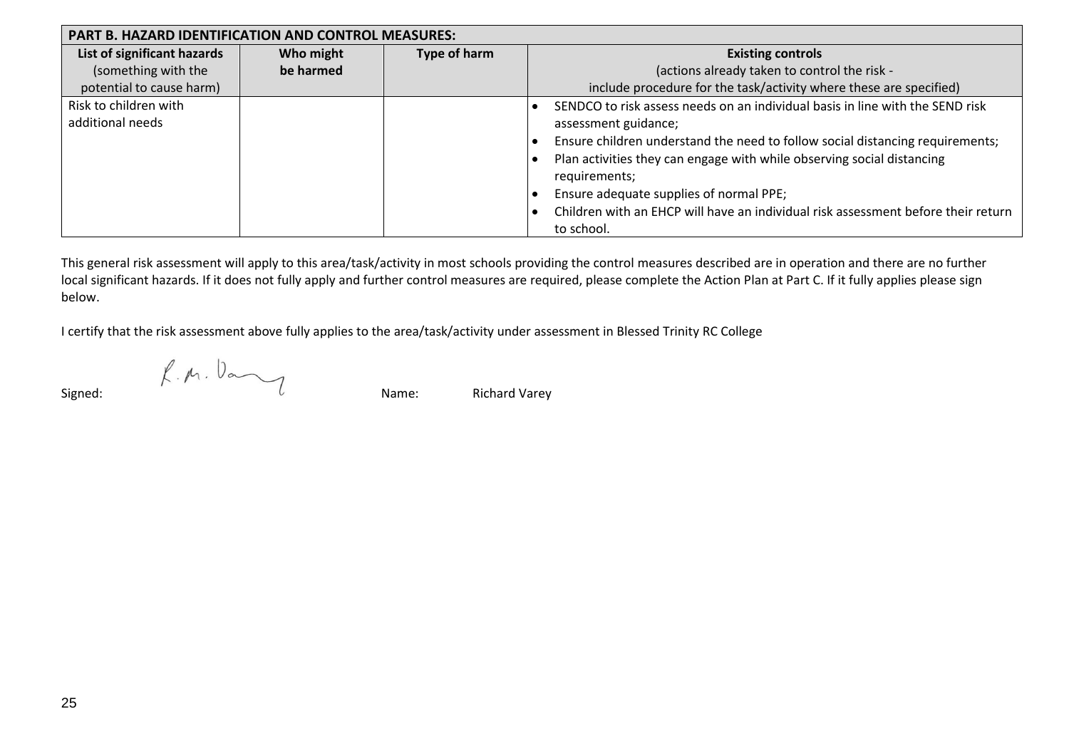| PART B. HAZARD IDENTIFICATION AND CONTROL MEASURES: | | | |
|---|---|---|---|
| **List of significant hazards** (something with the potential to cause harm) | **Who might be harmed** | **Type of harm** | **Existing controls** (actions already taken to control the risk - include procedure for the task/activity where these are specified) |
| Risk to children with additional needs | | | • SENDCO to risk assess needs on an individual basis in line with the SEND risk assessment guidance;<br>• Ensure children understand the need to follow social distancing requirements;<br>• Plan activities they can engage with while observing social distancing requirements;<br>• Ensure adequate supplies of normal PPE;<br>• Children with an EHCP will have an individual risk assessment before their return to school. |

This general risk assessment will apply to this area/task/activity in most schools providing the control measures described are in operation and there are no further local significant hazards. If it does not fully apply and further control measures are required, please complete the Action Plan at Part C. If it fully applies please sign below.

I certify that the risk assessment above fully applies to the area/task/activity under assessment in Blessed Trinity RC College

Signed: R. M. Varey Name: Richard Varey